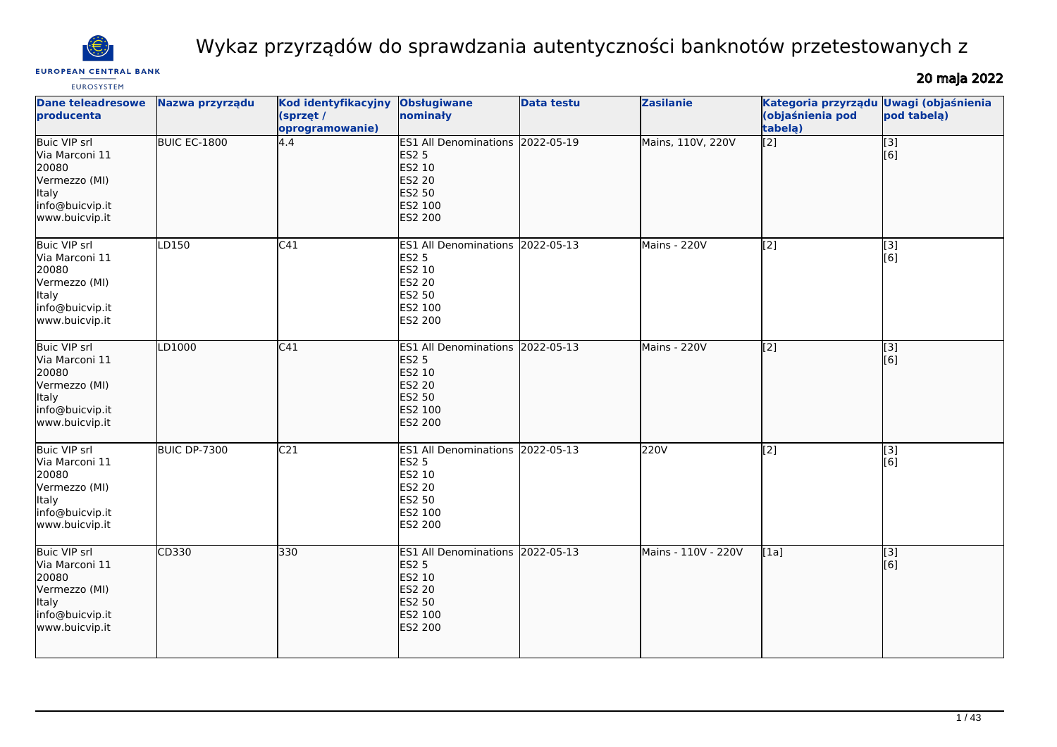# Wykaz przyrządów do sprawdzania autentyczności banknotów przetestowanych z

**20 maja 2022**

| Dane teleadresowe producenta | Nazwa przyrządu | Kod identyfikacyjny (sprzęt / oprogramowanie) | Obsługiwane nominały | Data testu | Zasilanie | Kategoria przyrządu (objaśnienia pod tabelą) | Uwagi (objaśnienia pod tabelą) |
|---|---|---|---|---|---|---|---|
| Buic VIP srl<br>Via Marconi 11<br>20080<br>Vermezzo (MI)<br>Italy<br>info@buicvip.it<br>www.buicvip.it | BUIC EC-1800 | 4.4 | ES1 All Denominations<br>ES2 5<br>ES2 10<br>ES2 20<br>ES2 50<br>ES2 100<br>ES2 200 | 2022-05-19 | Mains, 110V, 220V | [2] | [3]<br>[6] |
| Buic VIP srl<br>Via Marconi 11<br>20080<br>Vermezzo (MI)<br>Italy<br>info@buicvip.it<br>www.buicvip.it | LD150 | C41 | ES1 All Denominations<br>ES2 5<br>ES2 10<br>ES2 20<br>ES2 50<br>ES2 100<br>ES2 200 | 2022-05-13 | Mains - 220V | [2] | [3]<br>[6] |
| Buic VIP srl<br>Via Marconi 11<br>20080<br>Vermezzo (MI)<br>Italy<br>info@buicvip.it<br>www.buicvip.it | LD1000 | C41 | ES1 All Denominations<br>ES2 5<br>ES2 10<br>ES2 20<br>ES2 50<br>ES2 100<br>ES2 200 | 2022-05-13 | Mains - 220V | [2] | [3]<br>[6] |
| Buic VIP srl<br>Via Marconi 11<br>20080<br>Vermezzo (MI)<br>Italy<br>info@buicvip.it<br>www.buicvip.it | BUIC DP-7300 | C21 | ES1 All Denominations<br>ES2 5<br>ES2 10<br>ES2 20<br>ES2 50<br>ES2 100<br>ES2 200 | 2022-05-13 | 220V | [2] | [3]<br>[6] |
| Buic VIP srl<br>Via Marconi 11<br>20080<br>Vermezzo (MI)<br>Italy<br>info@buicvip.it<br>www.buicvip.it | CD330 | 330 | ES1 All Denominations<br>ES2 5<br>ES2 10<br>ES2 20<br>ES2 50<br>ES2 100<br>ES2 200 | 2022-05-13 | Mains - 110V - 220V | [1a] | [3]<br>[6] |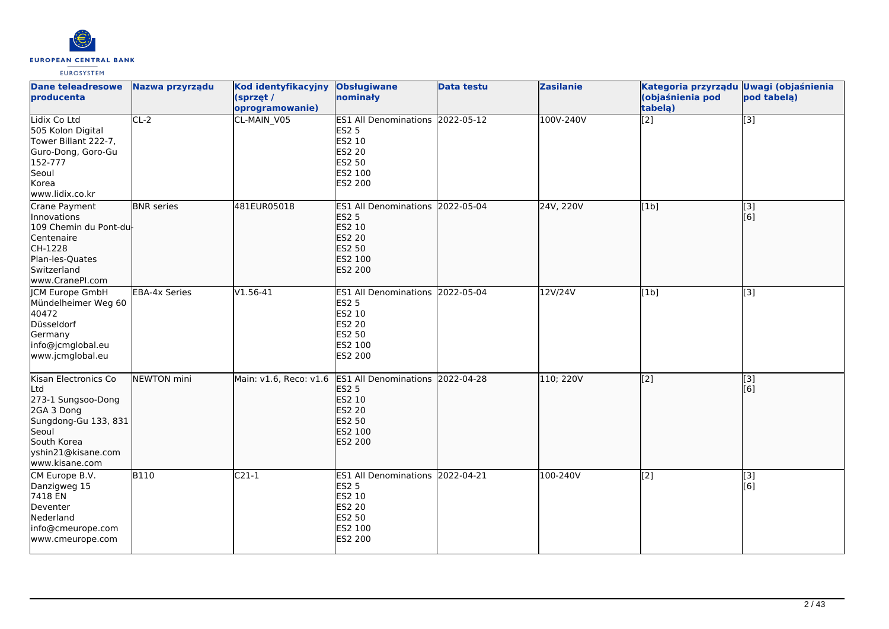| Dane teleadresowe producenta | Nazwa przyrządu | Kod identyfikacyjny (sprzęt / oprogramowanie) | Obsługiwane nominały | Data testu | Zasilanie | Kategoria przyrządu (objaśnienia pod tabelą) | Uwagi (objaśnienia pod tabelą) |
|---|---|---|---|---|---|---|---|
| Lidix Co Ltd<br>505 Kolon Digital Tower Billant 222-7, Guro-Dong, Goro-Gu<br>152-777<br>Seoul<br>Korea<br>www.lidix.co.kr | CL-2 | CL-MAIN_V05 | ES1 All Denominations<br>ES2 5<br>ES2 10<br>ES2 20<br>ES2 50<br>ES2 100<br>ES2 200 | 2022-05-12 | 100V-240V | [2] | [3] |
| Crane Payment Innovations<br>109 Chemin du Pont-du-Centenaire<br>CH-1228<br>Plan-les-Quates<br>Switzerland<br>www.CranePI.com | BNR series | 481EUR05018 | ES1 All Denominations<br>ES2 5<br>ES2 10<br>ES2 20<br>ES2 50<br>ES2 100<br>ES2 200 | 2022-05-04 | 24V, 220V | [1b] | [3]<br>[6] |
| JCM Europe GmbH<br>Mündelheimer Weg 60<br>40472<br>Düsseldorf<br>Germany<br>info@jcmglobal.eu<br>www.jcmglobal.eu | EBA-4x Series | V1.56-41 | ES1 All Denominations<br>ES2 5<br>ES2 10<br>ES2 20<br>ES2 50<br>ES2 100<br>ES2 200 | 2022-05-04 | 12V/24V | [1b] | [3] |
| Kisan Electronics Co Ltd<br>273-1 Sungsoo-Dong 2GA 3 Dong<br>Sungdong-Gu 133, 831<br>Seoul<br>South Korea<br>yshin21@kisane.com<br>www.kisane.com | NEWTON mini | Main: v1.6, Reco: v1.6 | ES1 All Denominations<br>ES2 5<br>ES2 10<br>ES2 20<br>ES2 50<br>ES2 100<br>ES2 200 | 2022-04-28 | 110; 220V | [2] | [3]<br>[6] |
| CM Europe B.V.<br>Danzigweg 15<br>7418 EN<br>Deventer<br>Nederland<br>info@cmeurope.com<br>www.cmeurope.com | B110 | C21-1 | ES1 All Denominations<br>ES2 5<br>ES2 10<br>ES2 20<br>ES2 50<br>ES2 100<br>ES2 200 | 2022-04-21 | 100-240V | [2] | [3]<br>[6] |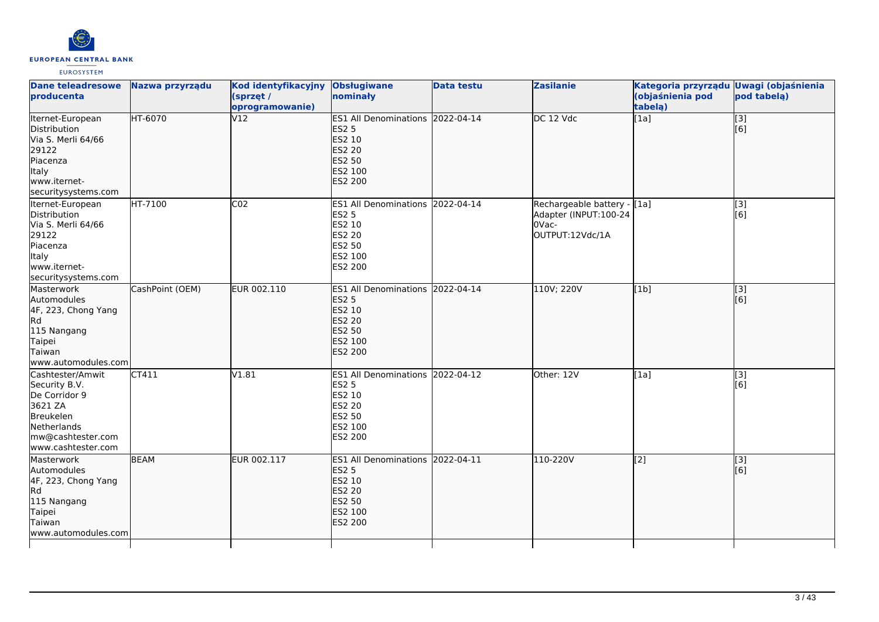| Dane teleadresowe producenta | Nazwa przyrządu | Kod identyfikacyjny (sprzęt / oprogramowanie) | Obsługiwane nominały | Data testu | Zasilanie | Kategoria przyrządu (objaśnienia pod tabelą) | Uwagi (objaśnienia pod tabelą) |
|---|---|---|---|---|---|---|---|
| Iternet-European Distribution<br>Via S. Merli 64/66<br>29122<br>Piacenza<br>Italy<br>www.iternet-securitysystems.com | HT-6070 | V12 | ES1 All Denominations<br>ES2 5<br>ES2 10<br>ES2 20<br>ES2 50<br>ES2 100<br>ES2 200 | 2022-04-14 | DC 12 Vdc | [1a] | [3]<br>[6] |
| Iternet-European Distribution<br>Via S. Merli 64/66<br>29122<br>Piacenza<br>Italy<br>www.iternet-securitysystems.com | HT-7100 | C02 | ES1 All Denominations<br>ES2 5<br>ES2 10<br>ES2 20<br>ES2 50<br>ES2 100<br>ES2 200 | 2022-04-14 | Rechargeable battery - Adapter (INPUT:100-240Vac-OUTPUT:12Vdc/1A | [1a] | [3]<br>[6] |
| Masterwork Automodules<br>4F, 223, Chong Yang Rd<br>115 Nangang<br>Taipei<br>Taiwan<br>www.automodules.com | CashPoint (OEM) | EUR 002.110 | ES1 All Denominations<br>ES2 5<br>ES2 10<br>ES2 20<br>ES2 50<br>ES2 100<br>ES2 200 | 2022-04-14 | 110V; 220V | [1b] | [3]<br>[6] |
| Cashtester/Amwit Security B.V.<br>De Corridor 9<br>3621 ZA<br>Breukelen<br>Netherlands<br>mw@cashtester.com<br>www.cashtester.com | CT411 | V1.81 | ES1 All Denominations<br>ES2 5<br>ES2 10<br>ES2 20<br>ES2 50<br>ES2 100<br>ES2 200 | 2022-04-12 | Other: 12V | [1a] | [3]<br>[6] |
| Masterwork Automodules<br>4F, 223, Chong Yang Rd<br>115 Nangang<br>Taipei<br>Taiwan<br>www.automodules.com | BEAM | EUR 002.117 | ES1 All Denominations<br>ES2 5<br>ES2 10<br>ES2 20<br>ES2 50<br>ES2 100<br>ES2 200 | 2022-04-11 | 110-220V | [2] | [3]<br>[6] |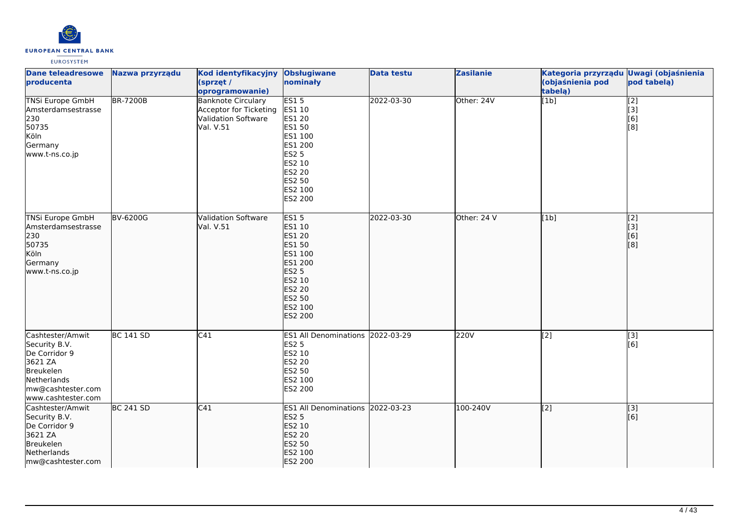| Dane teleadresowe producenta | Nazwa przyrządu | Kod identyfikacyjny (sprzęt / oprogramowanie) | Obsługiwane nominały | Data testu | Zasilanie | Kategoria przyrządu (objaśnienia pod tabelą) | Uwagi (objaśnienia pod tabelą) |
| --- | --- | --- | --- | --- | --- | --- | --- |
| TNSi Europe GmbH<br>Amsterdamsestrasse 230<br>50735<br>Köln<br>Germany<br>www.t-ns.co.jp | BR-7200B | Banknote Circulary Acceptor for Ticketing Validation Software Val. V.51 | ES1 5<br>ES1 10<br>ES1 20<br>ES1 50<br>ES1 100<br>ES1 200<br>ES2 5<br>ES2 10<br>ES2 20<br>ES2 50<br>ES2 100<br>ES2 200 | 2022-03-30 | Other: 24V | [1b] | [2]<br>[3]<br>[6]<br>[8] |
| TNSi Europe GmbH<br>Amsterdamsestrasse 230<br>50735<br>Köln<br>Germany<br>www.t-ns.co.jp | BV-6200G | Validation Software Val. V.51 | ES1 5<br>ES1 10<br>ES1 20<br>ES1 50<br>ES1 100<br>ES1 200<br>ES2 5<br>ES2 10<br>ES2 20<br>ES2 50<br>ES2 100<br>ES2 200 | 2022-03-30 | Other: 24 V | [1b] | [2]<br>[3]<br>[6]<br>[8] |
| Cashtester/Amwit Security B.V.<br>De Corridor 9<br>3621 ZA<br>Breukelen<br>Netherlands<br>mw@cashtester.com<br>www.cashtester.com | BC 141 SD | C41 | ES1 All Denominations<br>ES2 5<br>ES2 10<br>ES2 20<br>ES2 50<br>ES2 100<br>ES2 200 | 2022-03-29 | 220V | [2] | [3]<br>[6] |
| Cashtester/Amwit Security B.V.<br>De Corridor 9<br>3621 ZA<br>Breukelen<br>Netherlands<br>mw@cashtester.com | BC 241 SD | C41 | ES1 All Denominations<br>ES2 5<br>ES2 10<br>ES2 20<br>ES2 50<br>ES2 100<br>ES2 200 | 2022-03-23 | 100-240V | [2] | [3]<br>[6] |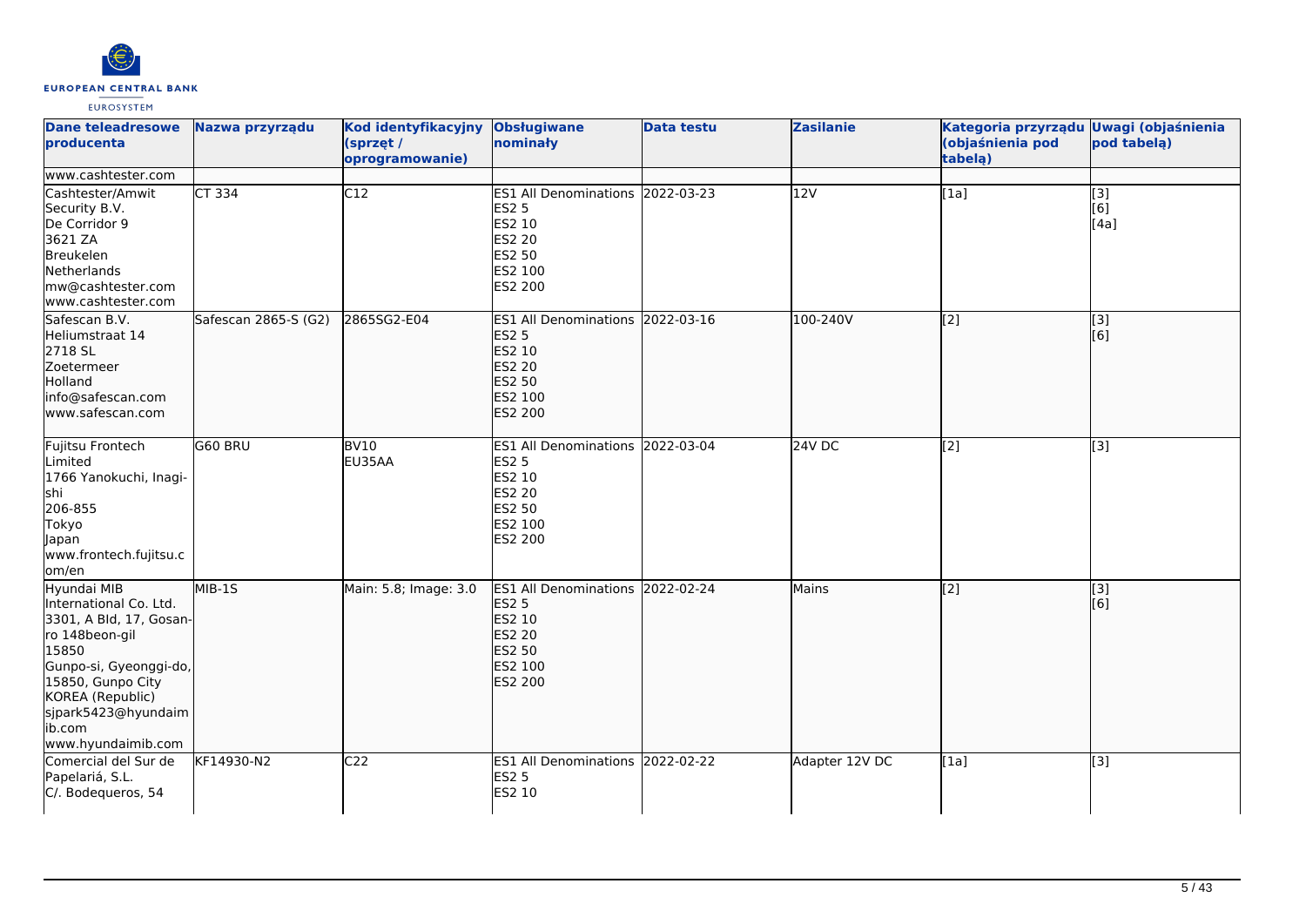| Dane teleadresowe producenta | Nazwa przyrządu | Kod identyfikacyjny (sprzęt / oprogramowanie) | Obsługiwane nominały | Data testu | Zasilanie | Kategoria przyrządu (objaśnienia pod tabelą) | Uwagi (objaśnienia pod tabelą) |
|---|---|---|---|---|---|---|---|
| www.cashtester.com | | | | | | | |
| Cashtester/Amwit Security B.V.<br>De Corridor 9<br>3621 ZA<br>Breukelen<br>Netherlands<br>mw@cashtester.com<br>www.cashtester.com | CT 334 | C12 | ES1 All Denominations<br>ES2 5<br>ES2 10<br>ES2 20<br>ES2 50<br>ES2 100<br>ES2 200 | 2022-03-23 | 12V | [1a] | [3]<br>[6]<br>[4a] |
| Safescan B.V.<br>Heliumstraat 14<br>2718 SL<br>Zoetermeer<br>Holland<br>info@safescan.com<br>www.safescan.com | Safescan 2865-S (G2) | 2865SG2-E04 | ES1 All Denominations<br>ES2 5<br>ES2 10<br>ES2 20<br>ES2 50<br>ES2 100<br>ES2 200 | 2022-03-16 | 100-240V | [2] | [3]<br>[6] |
| Fujitsu Frontech Limited<br>1766 Yanokuchi, Inagi-shi<br>206-855<br>Tokyo<br>Japan<br>www.frontech.fujitsu.com/en | G60 BRU | BV10<br>EU35AA | ES1 All Denominations<br>ES2 5<br>ES2 10<br>ES2 20<br>ES2 50<br>ES2 100<br>ES2 200 | 2022-03-04 | 24V DC | [2] | [3] |
| Hyundai MIB International Co. Ltd.<br>3301, A Bld, 17, Gosan-ro 148beon-gil<br>15850<br>Gunpo-si, Gyeonggi-do, 15850, Gunpo City<br>KOREA (Republic)<br>sjpark5423@hyundaimib.com<br>www.hyundaimib.com | MIB-1S | Main: 5.8; Image: 3.0 | ES1 All Denominations<br>ES2 5<br>ES2 10<br>ES2 20<br>ES2 50<br>ES2 100<br>ES2 200 | 2022-02-24 | Mains | [2] | [3]<br>[6] |
| Comercial del Sur de Papelariá, S.L.<br>C/. Bodequeros, 54 | KF14930-N2 | C22 | ES1 All Denominations<br>ES2 5<br>ES2 10 | 2022-02-22 | Adapter 12V DC | [1a] | [3] |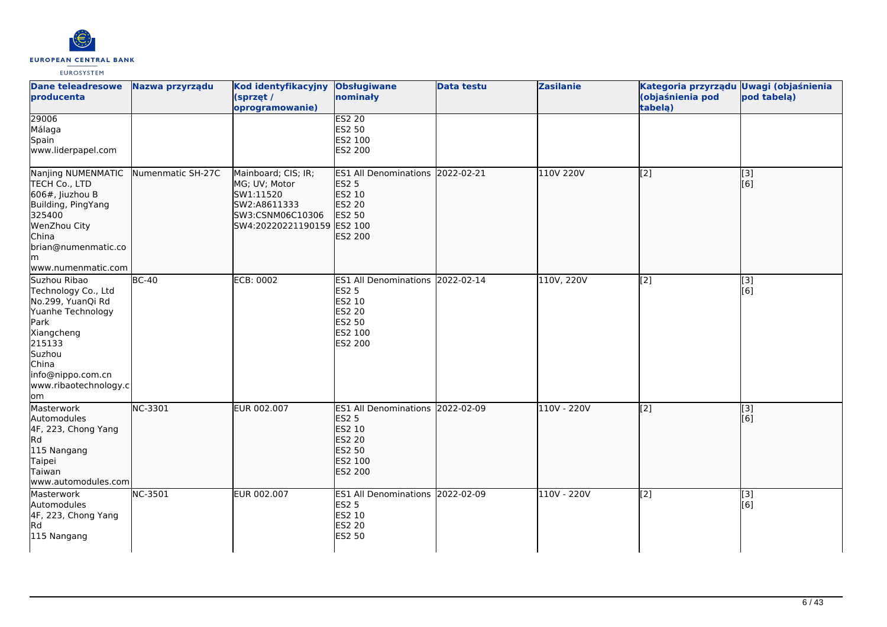| Dane teleadresowe producenta | Nazwa przyrządu | Kod identyfikacyjny (sprzęt / oprogramowanie) | Obsługiwane nominały | Data testu | Zasilanie | Kategoria przyrządu (objaśnienia pod tabelą) | Uwagi (objaśnienia pod tabelą) |
|---|---|---|---|---|---|---|---|
| 29006<br>Málaga<br>Spain<br>www.liderpapel.com | | | ES2 20<br>ES2 50<br>ES2 100<br>ES2 200 | | | | |
| Nanjing NUMENMATIC TECH Co., LTD<br>606#, Jiuzhou B Building, PingYang<br>325400<br>WenZhou City<br>China<br>brian@numenmatic.com<br>www.numenmatic.com | Numenmatic SH-27C | Mainboard; CIS; IR; MG; UV; Motor<br>SW1:11520<br>SW2:A8611333<br>SW3:CSNM06C10306<br>SW4:20220221190159 | ES1 All Denominations<br>ES2 5<br>ES2 10<br>ES2 20<br>ES2 50<br>ES2 100<br>ES2 200 | 2022-02-21 | 110V 220V | [2] | [3]<br>[6] |
| Suzhou Ribao Technology Co., Ltd<br>No.299, YuanQi Rd<br>Yuanhe Technology Park<br>Xiangcheng<br>215133<br>Suzhou<br>China<br>info@nippo.com.cn<br>www.ribaotechnology.com | BC-40 | ECB: 0002 | ES1 All Denominations<br>ES2 5<br>ES2 10<br>ES2 20<br>ES2 50<br>ES2 100<br>ES2 200 | 2022-02-14 | 110V, 220V | [2] | [3]<br>[6] |
| Masterwork Automodules<br>4F, 223, Chong Yang Rd<br>115 Nangang<br>Taipei<br>Taiwan<br>www.automodules.com | NC-3301 | EUR 002.007 | ES1 All Denominations<br>ES2 5<br>ES2 10<br>ES2 20<br>ES2 50<br>ES2 100<br>ES2 200 | 2022-02-09 | 110V - 220V | [2] | [3]<br>[6] |
| Masterwork Automodules<br>4F, 223, Chong Yang Rd<br>115 Nangang | NC-3501 | EUR 002.007 | ES1 All Denominations<br>ES2 5<br>ES2 10<br>ES2 20<br>ES2 50 | 2022-02-09 | 110V - 220V | [2] | [3]<br>[6] |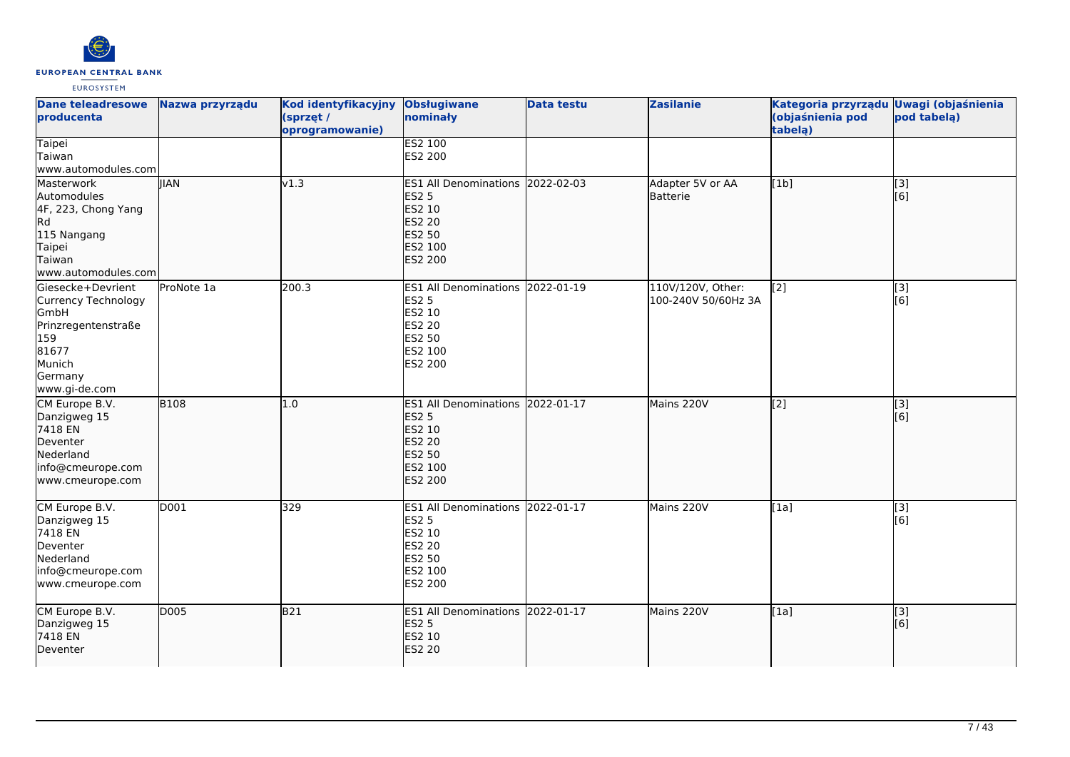| Dane teleadresowe producenta | Nazwa przyrządu | Kod identyfikacyjny (sprzęt / oprogramowanie) | Obsługiwane nominały | Data testu | Zasilanie | Kategoria przyrządu (objaśnienia pod tabelą) | Uwagi (objaśnienia pod tabelą) |
| --- | --- | --- | --- | --- | --- | --- | --- |
| Taipei<br>Taiwan<br>www.automodules.com | | | ES2 100<br>ES2 200 | | | | |
| Masterwork Automodules<br>4F, 223, Chong Yang Rd<br>115 Nangang<br>Taipei<br>Taiwan<br>www.automodules.com | JIAN | v1.3 | ES1 All Denominations<br>ES2 5<br>ES2 10<br>ES2 20<br>ES2 50<br>ES2 100<br>ES2 200 | 2022-02-03 | Adapter 5V or AA Batterie | [1b] | [3]<br>[6] |
| Giesecke+Devrient Currency Technology GmbH<br>Prinzregentenstraße 159<br>81677<br>Munich<br>Germany<br>www.gi-de.com | ProNote 1a | 200.3 | ES1 All Denominations<br>ES2 5<br>ES2 10<br>ES2 20<br>ES2 50<br>ES2 100<br>ES2 200 | 2022-01-19 | 110V/120V, Other: 100-240V 50/60Hz 3A | [2] | [3]<br>[6] |
| CM Europe B.V.<br>Danzigweg 15<br>7418 EN<br>Deventer<br>Nederland<br>info@cmeurope.com<br>www.cmeurope.com | B108 | 1.0 | ES1 All Denominations<br>ES2 5<br>ES2 10<br>ES2 20<br>ES2 50<br>ES2 100<br>ES2 200 | 2022-01-17 | Mains 220V | [2] | [3]<br>[6] |
| CM Europe B.V.<br>Danzigweg 15<br>7418 EN<br>Deventer<br>Nederland<br>info@cmeurope.com<br>www.cmeurope.com | D001 | 329 | ES1 All Denominations<br>ES2 5<br>ES2 10<br>ES2 20<br>ES2 50<br>ES2 100<br>ES2 200 | 2022-01-17 | Mains 220V | [1a] | [3]<br>[6] |
| CM Europe B.V.<br>Danzigweg 15<br>7418 EN<br>Deventer | D005 | B21 | ES1 All Denominations<br>ES2 5<br>ES2 10<br>ES2 20 | 2022-01-17 | Mains 220V | [1a] | [3]<br>[6] |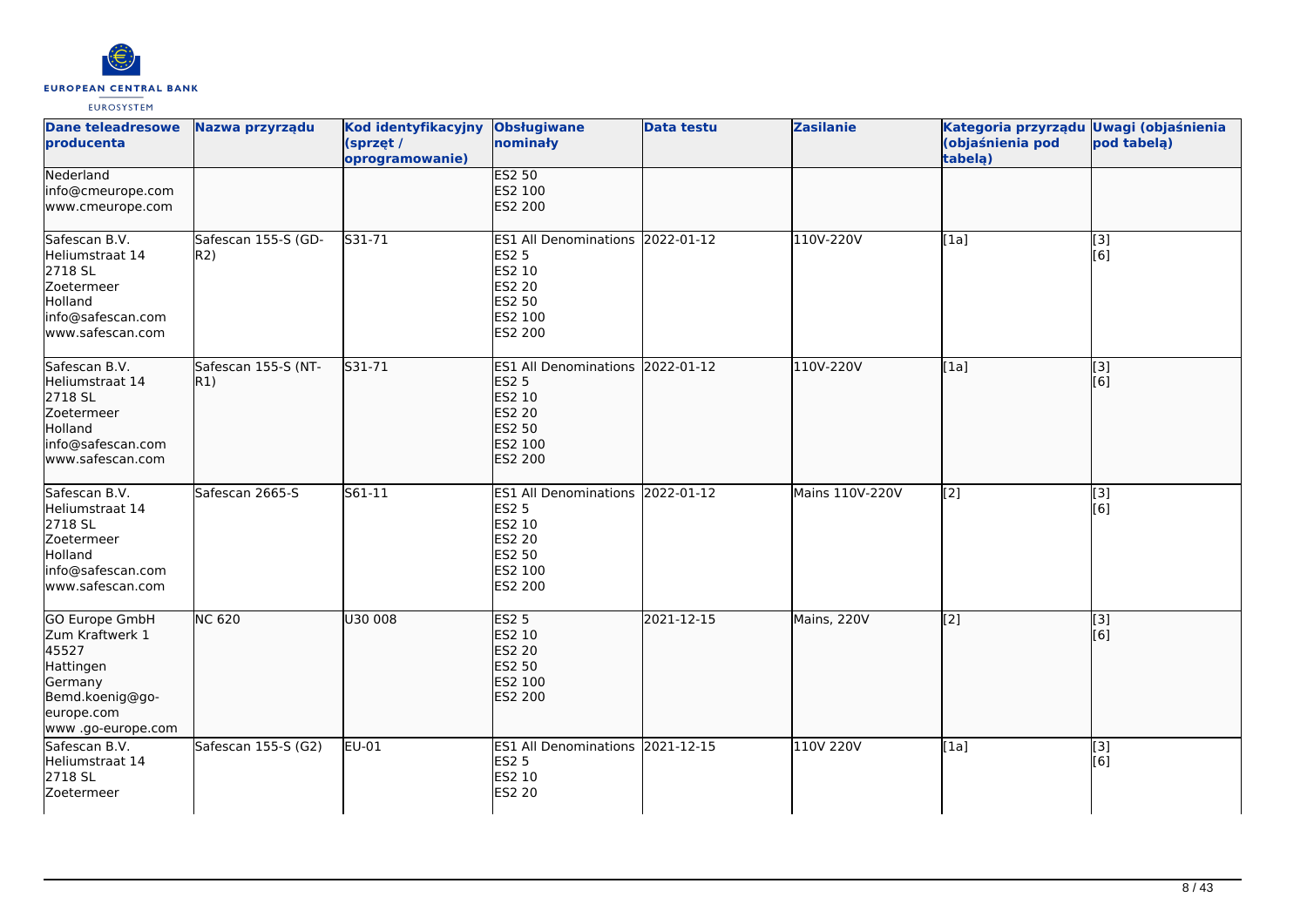| Dane teleadresowe producenta | Nazwa przyrządu | Kod identyfikacyjny (sprzęt / oprogramowanie) | Obsługiwane nominały | Data testu | Zasilanie | Kategoria przyrządu (objaśnienia pod tabelą) | Uwagi (objaśnienia pod tabelą) |
|---|---|---|---|---|---|---|---|
| Nederland<br>info@cmeurope.com<br>www.cmeurope.com | | | ES2 50<br>ES2 100<br>ES2 200 | | | | |
| Safescan B.V.<br>Heliumstraat 14<br>2718 SL<br>Zoetermeer<br>Holland<br>info@safescan.com<br>www.safescan.com | Safescan 155-S (GD-R2) | S31-71 | ES1 All Denominations<br>ES2 5<br>ES2 10<br>ES2 20<br>ES2 50<br>ES2 100<br>ES2 200 | 2022-01-12 | 110V-220V | [1a] | [3]<br>[6] |
| Safescan B.V.<br>Heliumstraat 14<br>2718 SL<br>Zoetermeer<br>Holland<br>info@safescan.com<br>www.safescan.com | Safescan 155-S (NT-R1) | S31-71 | ES1 All Denominations<br>ES2 5<br>ES2 10<br>ES2 20<br>ES2 50<br>ES2 100<br>ES2 200 | 2022-01-12 | 110V-220V | [1a] | [3]<br>[6] |
| Safescan B.V.<br>Heliumstraat 14<br>2718 SL<br>Zoetermeer<br>Holland<br>info@safescan.com<br>www.safescan.com | Safescan 2665-S | S61-11 | ES1 All Denominations<br>ES2 5<br>ES2 10<br>ES2 20<br>ES2 50<br>ES2 100<br>ES2 200 | 2022-01-12 | Mains 110V-220V | [2] | [3]<br>[6] |
| GO Europe GmbH<br>Zum Kraftwerk 1<br>45527<br>Hattingen<br>Germany<br>Bemd.koenig@go-europe.com<br>www .go-europe.com | NC 620 | U30 008 | ES2 5<br>ES2 10<br>ES2 20<br>ES2 50<br>ES2 100<br>ES2 200 | 2021-12-15 | Mains, 220V | [2] | [3]<br>[6] |
| Safescan B.V.<br>Heliumstraat 14<br>2718 SL<br>Zoetermeer | Safescan 155-S (G2) | EU-01 | ES1 All Denominations<br>ES2 5<br>ES2 10<br>ES2 20 | 2021-12-15 | 110V 220V | [1a] | [3]<br>[6] |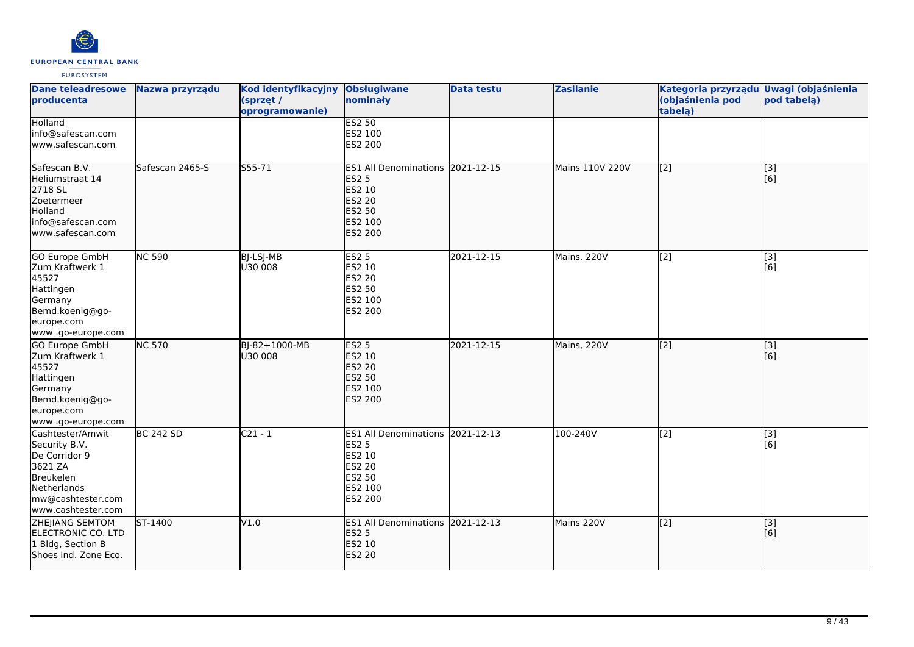| Dane teleadresowe producenta | Nazwa przyrządu | Kod identyfikacyjny (sprzęt / oprogramowanie) | Obsługiwane nominały | Data testu | Zasilanie | Kategoria przyrządu (objaśnienia pod tabelą) | Uwagi (objaśnienia pod tabelą) |
|---|---|---|---|---|---|---|---|
| Holland<br>info@safescan.com<br>www.safescan.com | | | ES2 50<br>ES2 100<br>ES2 200 | | | | |
| Safescan B.V.<br>Heliumstraat 14<br>2718 SL<br>Zoetermeer<br>Holland<br>info@safescan.com<br>www.safescan.com | Safescan 2465-S | S55-71 | ES1 All Denominations<br>ES2 5<br>ES2 10<br>ES2 20<br>ES2 50<br>ES2 100<br>ES2 200 | 2021-12-15 | Mains 110V 220V | [2] | [3]<br>[6] |
| GO Europe GmbH<br>Zum Kraftwerk 1<br>45527<br>Hattingen<br>Germany<br>Bemd.koenig@go-europe.com<br>www .go-europe.com | NC 590 | BJ-LSJ-MB<br>U30 008 | ES2 5<br>ES2 10<br>ES2 20<br>ES2 50<br>ES2 100<br>ES2 200 | 2021-12-15 | Mains, 220V | [2] | [3]<br>[6] |
| GO Europe GmbH<br>Zum Kraftwerk 1<br>45527<br>Hattingen<br>Germany<br>Bemd.koenig@go-europe.com<br>www .go-europe.com | NC 570 | BJ-82+1000-MB<br>U30 008 | ES2 5<br>ES2 10<br>ES2 20<br>ES2 50<br>ES2 100<br>ES2 200 | 2021-12-15 | Mains, 220V | [2] | [3]<br>[6] |
| Cashtester/Amwit Security B.V.<br>De Corridor 9<br>3621 ZA<br>Breukelen<br>Netherlands<br>mw@cashtester.com<br>www.cashtester.com | BC 242 SD | C21 - 1 | ES1 All Denominations<br>ES2 5<br>ES2 10<br>ES2 20<br>ES2 50<br>ES2 100<br>ES2 200 | 2021-12-13 | 100-240V | [2] | [3]<br>[6] |
| ZHEJIANG SEMTOM ELECTRONIC CO. LTD<br>1 Bldg, Section B<br>Shoes Ind. Zone Eco. | ST-1400 | V1.0 | ES1 All Denominations<br>ES2 5<br>ES2 10<br>ES2 20 | 2021-12-13 | Mains 220V | [2] | [3]<br>[6] |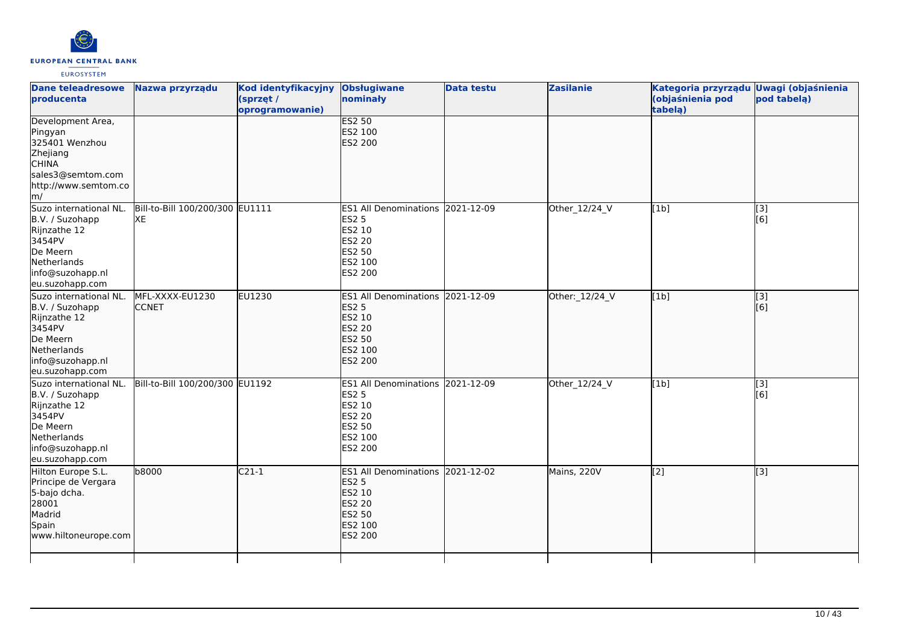| Dane teleadresowe producenta | Nazwa przyrządu | Kod identyfikacyjny (sprzęt / oprogramowanie) | Obsługiwane nominały | Data testu | Zasilanie | Kategoria przyrządu (objaśnienia pod tabelą) | Uwagi (objaśnienia pod tabelą) |
|---|---|---|---|---|---|---|---|
| Development Area, Pingyan 325401 Wenzhou Zhejiang CHINA sales3@semtom.com http://www.semtom.com/ | | | ES2 50 ES2 100 ES2 200 | | | | |
| Suzo international NL. B.V. / Suzohapp Rijnzathe 12 3454PV De Meern Netherlands info@suzohapp.nl eu.suzohapp.com | Bill-to-Bill 100/200/300 XE | EU1111 | ES1 All Denominations ES2 5 ES2 10 ES2 20 ES2 50 ES2 100 ES2 200 | 2021-12-09 | Other_12/24_V | [1b] | [3] [6] |
| Suzo international NL. B.V. / Suzohapp Rijnzathe 12 3454PV De Meern Netherlands info@suzohapp.nl eu.suzohapp.com | MFL-XXXX-EU1230 CCNET | EU1230 | ES1 All Denominations ES2 5 ES2 10 ES2 20 ES2 50 ES2 100 ES2 200 | 2021-12-09 | Other:_12/24_V | [1b] | [3] [6] |
| Suzo international NL. B.V. / Suzohapp Rijnzathe 12 3454PV De Meern Netherlands info@suzohapp.nl eu.suzohapp.com | Bill-to-Bill 100/200/300 | EU1192 | ES1 All Denominations ES2 5 ES2 10 ES2 20 ES2 50 ES2 100 ES2 200 | 2021-12-09 | Other_12/24_V | [1b] | [3] [6] |
| Hilton Europe S.L. Principe de Vergara 5-bajo dcha. 28001 Madrid Spain www.hiltoneurope.com | b8000 | C21-1 | ES1 All Denominations ES2 5 ES2 10 ES2 20 ES2 50 ES2 100 ES2 200 | 2021-12-02 | Mains, 220V | [2] | [3] |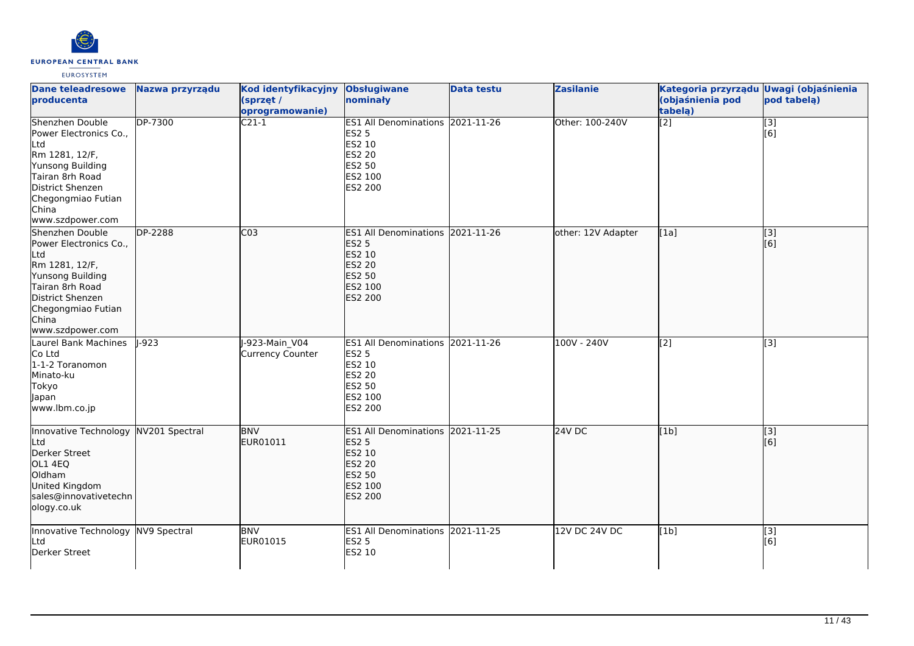| Dane teleadresowe producenta | Nazwa przyrządu | Kod identyfikacyjny (sprzęt / oprogramowanie) | Obsługiwane nominały | Data testu | Zasilanie | Kategoria przyrządu (objaśnienia pod tabelą) | Uwagi (objaśnienia pod tabelą) |
|---|---|---|---|---|---|---|---|
| Shenzhen Double Power Electronics Co., Ltd<br>Rm 1281, 12/F, Yunsong Building<br>Tairan 8rh Road<br>District Shenzen<br>Chegongmiao Futian<br>China<br>www.szdpower.com | DP-7300 | C21-1 | ES1 All Denominations<br>ES2 5<br>ES2 10<br>ES2 20<br>ES2 50<br>ES2 100<br>ES2 200 | 2021-11-26 | Other: 100-240V | [2] | [3]<br>[6] |
| Shenzhen Double Power Electronics Co., Ltd<br>Rm 1281, 12/F, Yunsong Building<br>Tairan 8rh Road<br>District Shenzen<br>Chegongmiao Futian<br>China<br>www.szdpower.com | DP-2288 | C03 | ES1 All Denominations<br>ES2 5<br>ES2 10<br>ES2 20<br>ES2 50<br>ES2 100<br>ES2 200 | 2021-11-26 | other: 12V Adapter | [1a] | [3]<br>[6] |
| Laurel Bank Machines Co Ltd<br>1-1-2 Toranomon<br>Minato-ku<br>Tokyo<br>Japan<br>www.lbm.co.jp | J-923 | J-923-Main_V04 Currency Counter | ES1 All Denominations<br>ES2 5<br>ES2 10<br>ES2 20<br>ES2 50<br>ES2 100<br>ES2 200 | 2021-11-26 | 100V - 240V | [2] | [3] |
| Innovative Technology Ltd<br>Derker Street<br>OL1 4EQ<br>Oldham<br>United Kingdom<br>sales@innovativetechnology.co.uk | NV201 Spectral | BNV<br>EUR01011 | ES1 All Denominations<br>ES2 5<br>ES2 10<br>ES2 20<br>ES2 50<br>ES2 100<br>ES2 200 | 2021-11-25 | 24V DC | [1b] | [3]<br>[6] |
| Innovative Technology Ltd<br>Derker Street | NV9 Spectral | BNV<br>EUR01015 | ES1 All Denominations<br>ES2 5<br>ES2 10 | 2021-11-25 | 12V DC 24V DC | [1b] | [3]<br>[6] |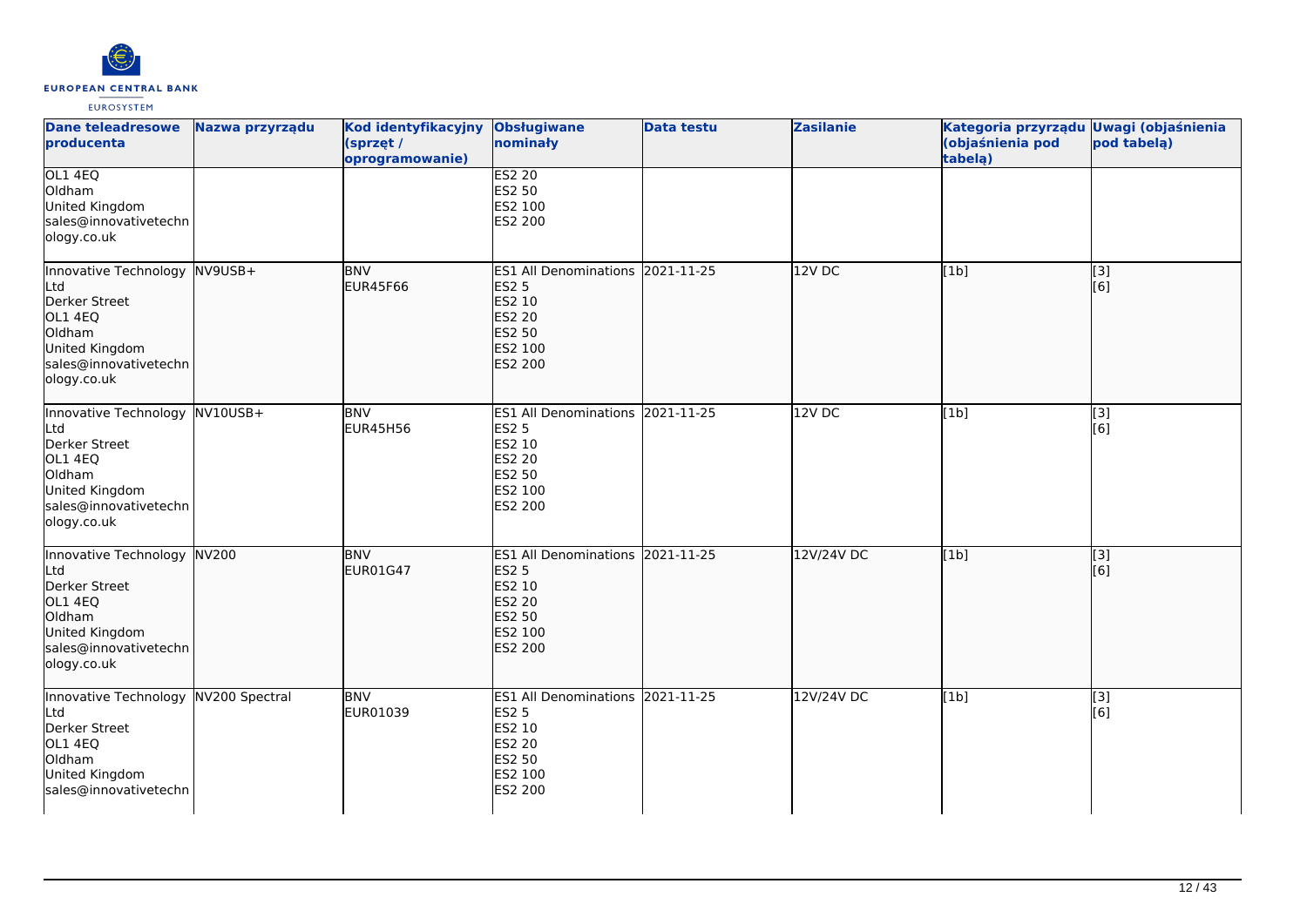| Dane teleadresowe producenta | Nazwa przyrządu | Kod identyfikacyjny (sprzęt / oprogramowanie) | Obsługiwane nominały | Data testu | Zasilanie | Kategoria przyrządu (objaśnienia pod tabelą) | Uwagi (objaśnienia pod tabelą) |
|---|---|---|---|---|---|---|---|
| OL1 4EQ<br>Oldham<br>United Kingdom<br>sales@innovativetechnology.co.uk | | | ES2 20<br>ES2 50<br>ES2 100<br>ES2 200 | | | | |
| Innovative Technology Ltd<br>Derker Street<br>OL1 4EQ<br>Oldham<br>United Kingdom<br>sales@innovativetechnology.co.uk | NV9USB+ | BNV<br>EUR45F66 | ES1 All Denominations<br>ES2 5<br>ES2 10<br>ES2 20<br>ES2 50<br>ES2 100<br>ES2 200 | 2021-11-25 | 12V DC | [1b] | [3]<br>[6] |
| Innovative Technology Ltd<br>Derker Street<br>OL1 4EQ<br>Oldham<br>United Kingdom<br>sales@innovativetechnology.co.uk | NV10USB+ | BNV<br>EUR45H56 | ES1 All Denominations<br>ES2 5<br>ES2 10<br>ES2 20<br>ES2 50<br>ES2 100<br>ES2 200 | 2021-11-25 | 12V DC | [1b] | [3]<br>[6] |
| Innovative Technology Ltd<br>Derker Street<br>OL1 4EQ<br>Oldham<br>United Kingdom<br>sales@innovativetechnology.co.uk | NV200 | BNV<br>EUR01G47 | ES1 All Denominations<br>ES2 5<br>ES2 10<br>ES2 20<br>ES2 50<br>ES2 100<br>ES2 200 | 2021-11-25 | 12V/24V DC | [1b] | [3]<br>[6] |
| Innovative Technology Ltd<br>Derker Street<br>OL1 4EQ<br>Oldham<br>United Kingdom<br>sales@innovativetechn | NV200 Spectral | BNV<br>EUR01039 | ES1 All Denominations<br>ES2 5<br>ES2 10<br>ES2 20<br>ES2 50<br>ES2 100<br>ES2 200 | 2021-11-25 | 12V/24V DC | [1b] | [3]<br>[6] |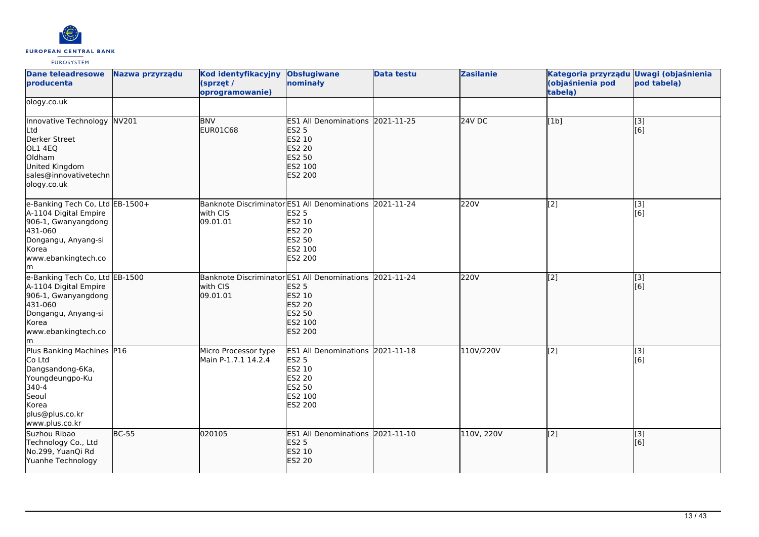| Dane teleadresowe producenta | Nazwa przyrządu | Kod identyfikacyjny (sprzęt / oprogramowanie) | Obsługiwane nominały | Data testu | Zasilanie | Kategoria przyrządu (objaśnienia pod tabelą) | Uwagi (objaśnienia pod tabelą) |
|---|---|---|---|---|---|---|---|
| ology.co.uk | | | | | | | |
| Innovative Technology Ltd<br>Derker Street<br>OL1 4EQ<br>Oldham<br>United Kingdom<br>sales@innovativetechnology.co.uk | NV201 | BNV<br>EUR01C68 | ES1 All Denominations<br>ES2 5<br>ES2 10<br>ES2 20<br>ES2 50<br>ES2 100<br>ES2 200 | 2021-11-25 | 24V DC | [1b] | [3]<br>[6] |
| e-Banking Tech Co, Ltd<br>A-1104 Digital Empire<br>906-1, Gwanyangdong<br>431-060<br>Dongangu, Anyang-si<br>Korea<br>www.ebankingtech.com | EB-1500+ | Banknote Discriminator with CIS<br>09.01.01 | ES1 All Denominations<br>ES2 5<br>ES2 10<br>ES2 20<br>ES2 50<br>ES2 100<br>ES2 200 | 2021-11-24 | 220V | [2] | [3]<br>[6] |
| e-Banking Tech Co, Ltd<br>A-1104 Digital Empire<br>906-1, Gwanyangdong<br>431-060<br>Dongangu, Anyang-si<br>Korea<br>www.ebankingtech.com | EB-1500 | Banknote Discriminator with CIS<br>09.01.01 | ES1 All Denominations<br>ES2 5<br>ES2 10<br>ES2 20<br>ES2 50<br>ES2 100<br>ES2 200 | 2021-11-24 | 220V | [2] | [3]<br>[6] |
| Plus Banking Machines Co Ltd<br>Dangsandong-6Ka,<br>Youngdeungpo-Ku<br>340-4<br>Seoul<br>Korea<br>plus@plus.co.kr<br>www.plus.co.kr | P16 | Micro Processor type<br>Main P-1.7.1 14.2.4 | ES1 All Denominations<br>ES2 5<br>ES2 10<br>ES2 20<br>ES2 50<br>ES2 100<br>ES2 200 | 2021-11-18 | 110V/220V | [2] | [3]<br>[6] |
| Suzhou Ribao Technology Co., Ltd<br>No.299, YuanQi Rd<br>Yuanhe Technology | BC-55 | 020105 | ES1 All Denominations<br>ES2 5<br>ES2 10<br>ES2 20 | 2021-11-10 | 110V, 220V | [2] | [3]<br>[6] |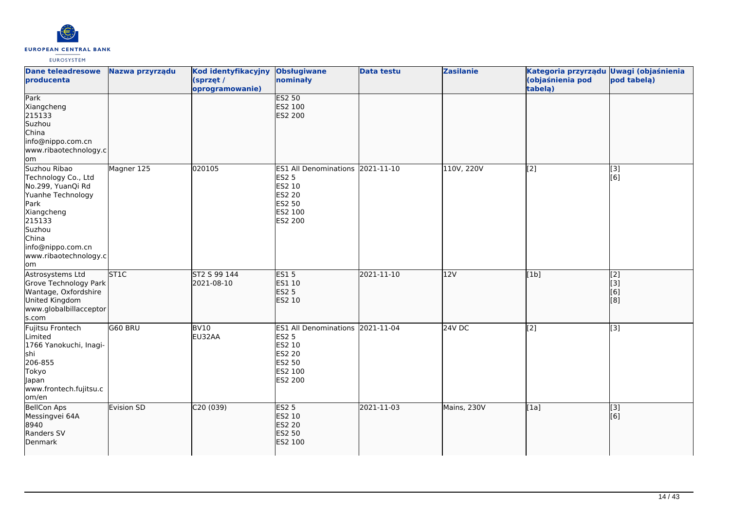| Dane teleadresowe producenta | Nazwa przyrządu | Kod identyfikacyjny (sprzęt / oprogramowanie) | Obsługiwane nominały | Data testu | Zasilanie | Kategoria przyrządu (objaśnienia pod tabelą) | Uwagi (objaśnienia pod tabelą) |
|---|---|---|---|---|---|---|---|
| Park<br>Xiangcheng<br>215133<br>Suzhou<br>China<br>info@nippo.com.cn<br>www.ribaotechnology.com | | | ES2 50<br>ES2 100<br>ES2 200 | | | | |
| Suzhou Ribao Technology Co., Ltd<br>No.299, YuanQi Rd<br>Yuanhe Technology Park<br>Xiangcheng<br>215133<br>Suzhou<br>China<br>info@nippo.com.cn<br>www.ribaotechnology.com | Magner 125 | 020105 | ES1 All Denominations<br>ES2 5<br>ES2 10<br>ES2 20<br>ES2 50<br>ES2 100<br>ES2 200 | 2021-11-10 | 110V, 220V | [2] | [3]<br>[6] |
| Astrosystems Ltd<br>Grove Technology Park<br>Wantage, Oxfordshire<br>United Kingdom<br>www.globalbillacceptors.com | ST1C | ST2 S 99 144<br>2021-08-10 | ES1 5<br>ES1 10<br>ES2 5<br>ES2 10 | 2021-11-10 | 12V | [1b] | [2]<br>[3]<br>[6]<br>[8] |
| Fujitsu Frontech Limited<br>1766 Yanokuchi, Inagi-shi<br>206-855<br>Tokyo<br>Japan<br>www.frontech.fujitsu.com/en | G60 BRU | BV10<br>EU32AA | ES1 All Denominations<br>ES2 5<br>ES2 10<br>ES2 20<br>ES2 50<br>ES2 100<br>ES2 200 | 2021-11-04 | 24V DC | [2] | [3] |
| BellCon Aps<br>Messingvei 64A<br>8940<br>Randers SV<br>Denmark | Evision SD | C20 (039) | ES2 5<br>ES2 10<br>ES2 20<br>ES2 50<br>ES2 100 | 2021-11-03 | Mains, 230V | [1a] | [3]<br>[6] |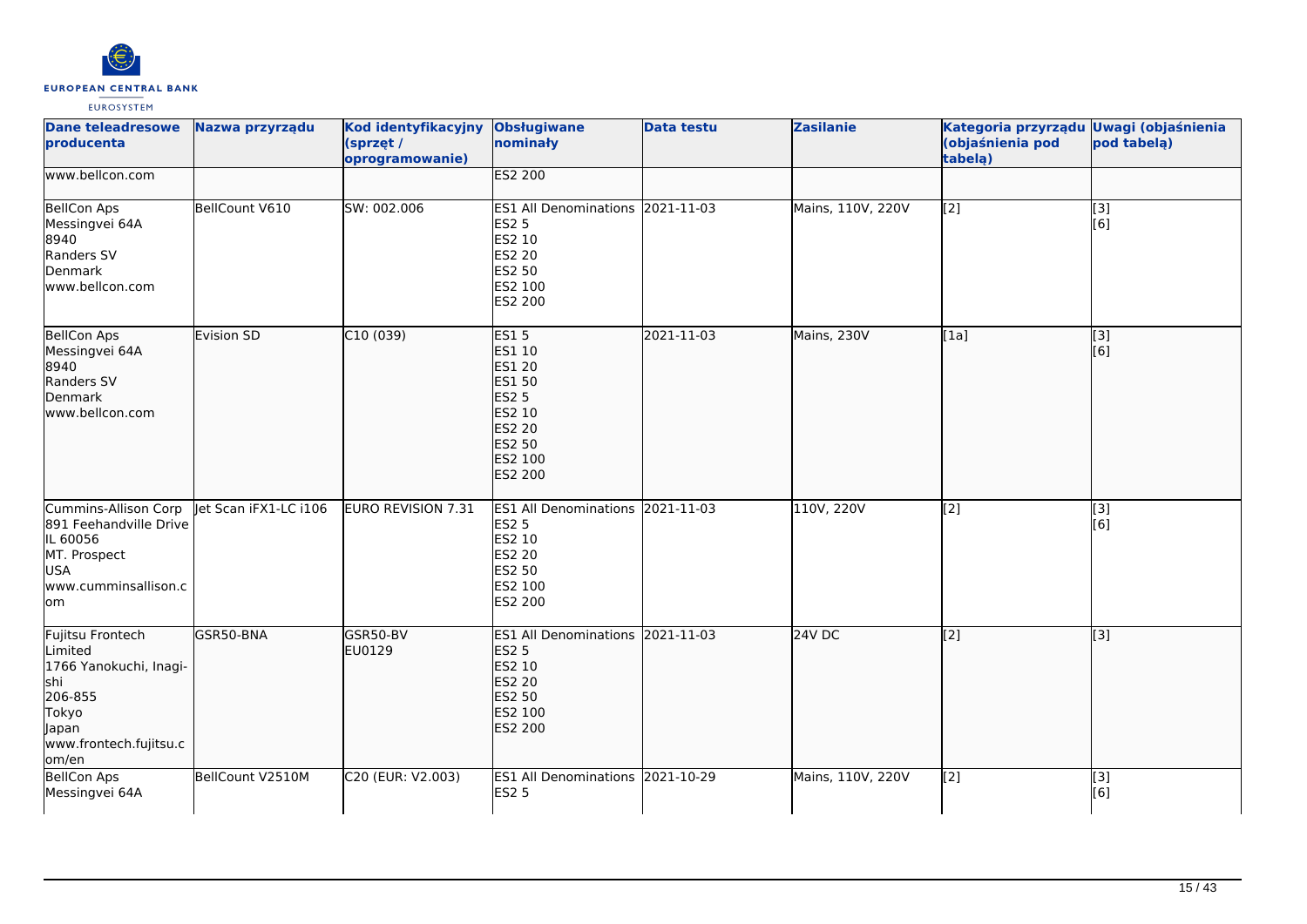| Dane teleadresowe producenta | Nazwa przyrządu | Kod identyfikacyjny (sprzęt / oprogramowanie) | Obsługiwane nominały | Data testu | Zasilanie | Kategoria przyrządu (objaśnienia pod tabelą) | Uwagi (objaśnienia pod tabelą) |
| --- | --- | --- | --- | --- | --- | --- | --- |
| www.bellcon.com | | | ES2 200 | | | | |
| BellCon Aps<br>Messingvei 64A<br>8940<br>Randers SV<br>Denmark<br>www.bellcon.com | BellCount V610 | SW: 002.006 | ES1 All Denominations<br>ES2 5<br>ES2 10<br>ES2 20<br>ES2 50<br>ES2 100<br>ES2 200 | 2021-11-03 | Mains, 110V, 220V | [2] | [3]<br>[6] |
| BellCon Aps<br>Messingvei 64A<br>8940<br>Randers SV<br>Denmark<br>www.bellcon.com | Evision SD | C10 (039) | ES1 5<br>ES1 10<br>ES1 20<br>ES1 50<br>ES2 5<br>ES2 10<br>ES2 20<br>ES2 50<br>ES2 100<br>ES2 200 | 2021-11-03 | Mains, 230V | [1a] | [3]<br>[6] |
| Cummins-Allison Corp<br>891 Feehandville Drive<br>IL 60056<br>MT. Prospect<br>USA<br>www.cumminsallison.com | Jet Scan iFX1-LC i106 | EURO REVISION 7.31 | ES1 All Denominations<br>ES2 5<br>ES2 10<br>ES2 20<br>ES2 50<br>ES2 100<br>ES2 200 | 2021-11-03 | 110V, 220V | [2] | [3]<br>[6] |
| Fujitsu Frontech Limited<br>1766 Yanokuchi, Inagi-shi<br>206-855<br>Tokyo<br>Japan<br>www.frontech.fujitsu.com/en | GSR50-BNA | GSR50-BV<br>EU0129 | ES1 All Denominations<br>ES2 5<br>ES2 10<br>ES2 20<br>ES2 50<br>ES2 100<br>ES2 200 | 2021-11-03 | 24V DC | [2] | [3] |
| BellCon Aps<br>Messingvei 64A | BellCount V2510M | C20 (EUR: V2.003) | ES1 All Denominations<br>ES2 5 | 2021-10-29 | Mains, 110V, 220V | [2] | [3]<br>[6] |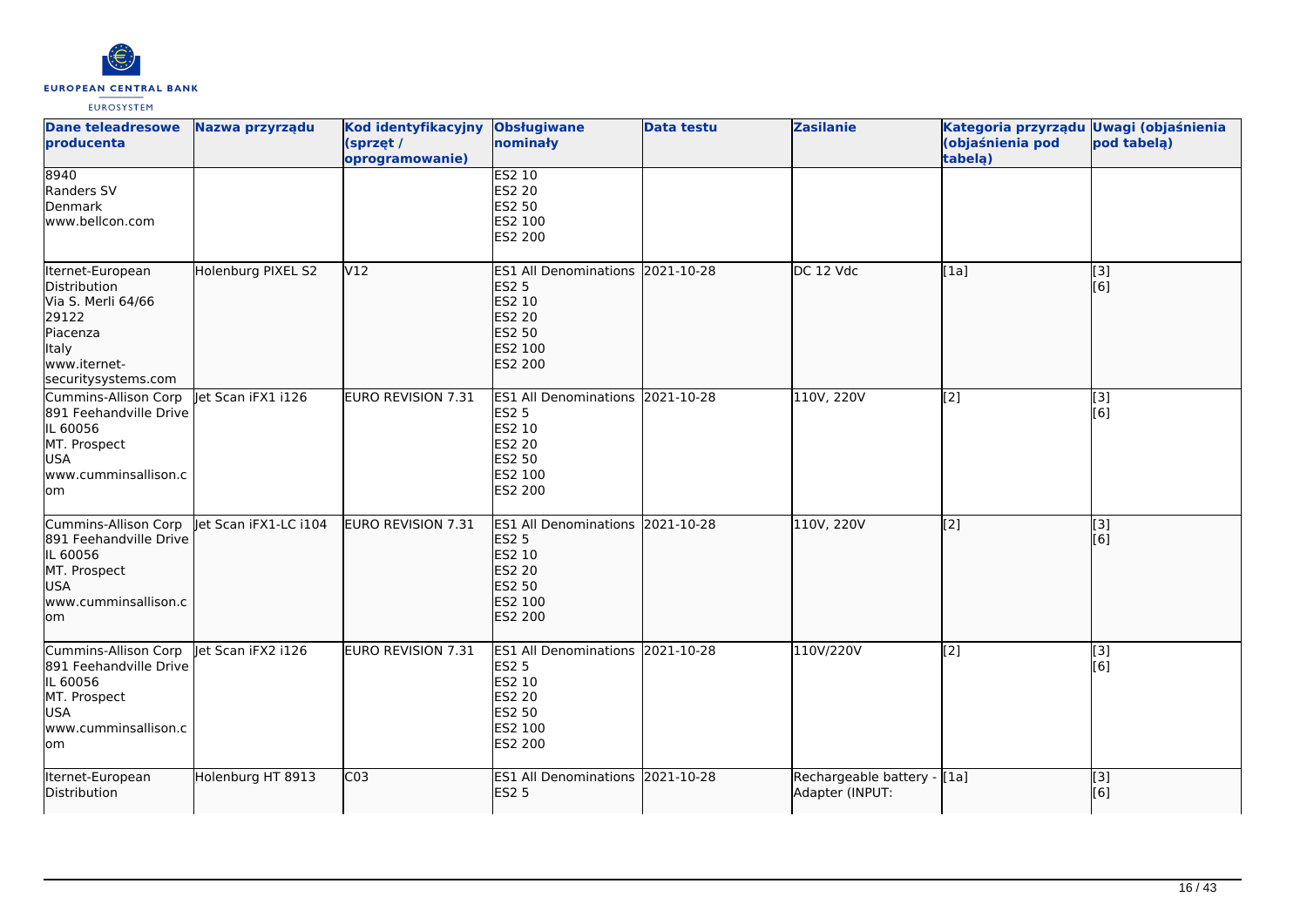| Dane teleadresowe producenta | Nazwa przyrządu | Kod identyfikacyjny (sprzęt / oprogramowanie) | Obsługiwane nominały | Data testu | Zasilanie | Kategoria przyrządu (objaśnienia pod tabelą) | Uwagi (objaśnienia pod tabelą) |
|---|---|---|---|---|---|---|---|
| 8940<br>Randers SV<br>Denmark<br>www.bellcon.com | | | ES2 10<br>ES2 20<br>ES2 50<br>ES2 100<br>ES2 200 | | | | |
| Iternet-European Distribution<br>Via S. Merli 64/66<br>29122<br>Piacenza<br>Italy<br>www.iternet-securitysystems.com | Holenburg PIXEL S2 | V12 | ES1 All Denominations<br>ES2 5<br>ES2 10<br>ES2 20<br>ES2 50<br>ES2 100<br>ES2 200 | 2021-10-28 | DC 12 Vdc | [1a] | [3]<br>[6] |
| Cummins-Allison Corp<br>891 Feehandville Drive<br>IL 60056<br>MT. Prospect<br>USA<br>www.cumminsallison.com | Jet Scan iFX1 i126 | EURO REVISION 7.31 | ES1 All Denominations<br>ES2 5<br>ES2 10<br>ES2 20<br>ES2 50<br>ES2 100<br>ES2 200 | 2021-10-28 | 110V, 220V | [2] | [3]<br>[6] |
| Cummins-Allison Corp<br>891 Feehandville Drive<br>IL 60056<br>MT. Prospect<br>USA<br>www.cumminsallison.com | Jet Scan iFX1-LC i104 | EURO REVISION 7.31 | ES1 All Denominations<br>ES2 5<br>ES2 10<br>ES2 20<br>ES2 50<br>ES2 100<br>ES2 200 | 2021-10-28 | 110V, 220V | [2] | [3]<br>[6] |
| Cummins-Allison Corp<br>891 Feehandville Drive<br>IL 60056<br>MT. Prospect<br>USA<br>www.cumminsallison.com | Jet Scan iFX2 i126 | EURO REVISION 7.31 | ES1 All Denominations<br>ES2 5<br>ES2 10<br>ES2 20<br>ES2 50<br>ES2 100<br>ES2 200 | 2021-10-28 | 110V/220V | [2] | [3]<br>[6] |
| Iternet-European Distribution | Holenburg HT 8913 | C03 | ES1 All Denominations<br>ES2 5 | 2021-10-28 | Rechargeable battery - Adapter (INPUT: | [1a] | [3]<br>[6] |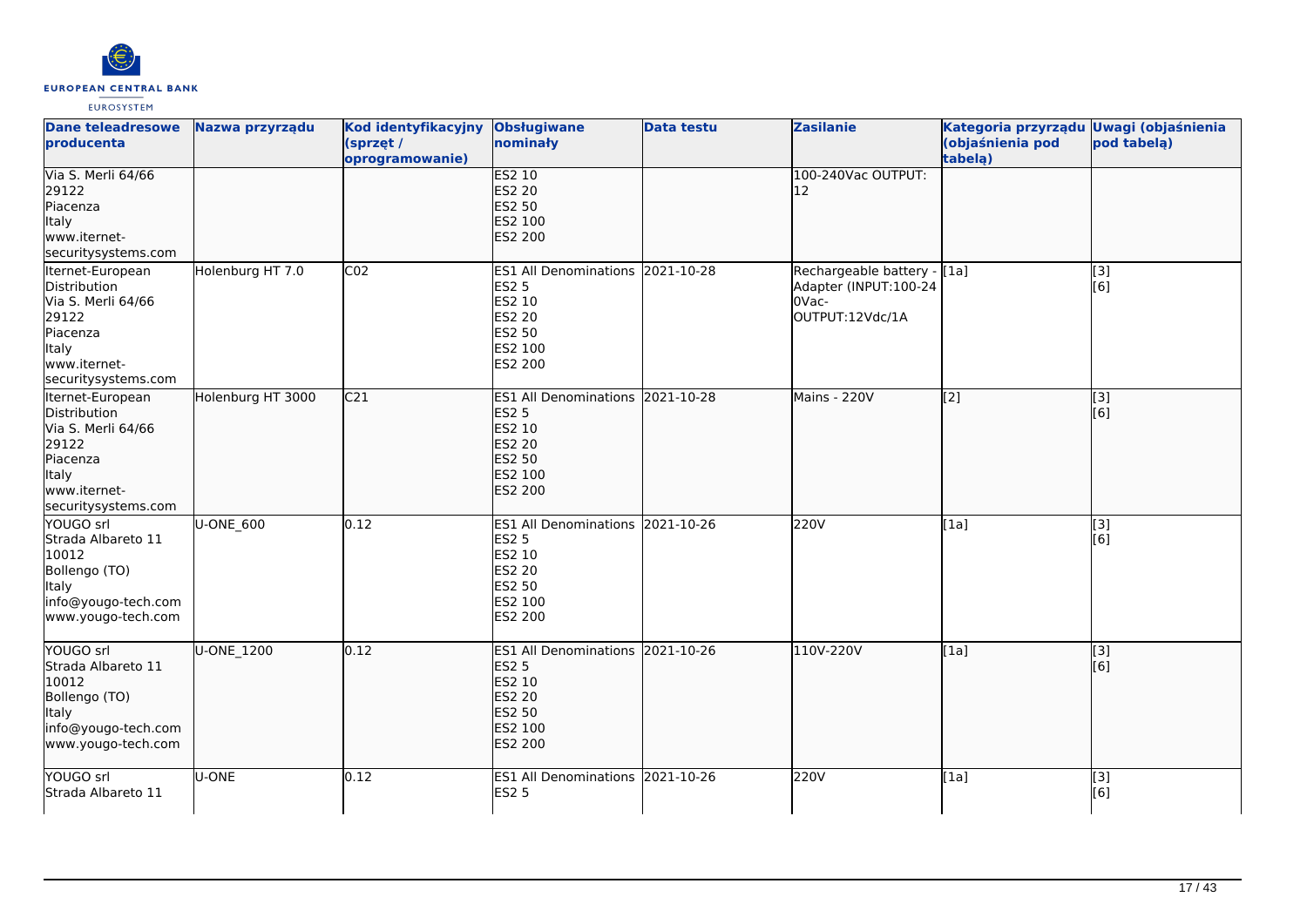| Dane teleadresowe producenta | Nazwa przyrządu | Kod identyfikacyjny (sprzęt / oprogramowanie) | Obsługiwane nominały | Data testu | Zasilanie | Kategoria przyrządu (objaśnienia pod tabelą) | Uwagi (objaśnienia pod tabelą) |
|---|---|---|---|---|---|---|---|
| Via S. Merli 64/66<br>29122<br>Piacenza<br>Italy<br>www.iternet-securitysystems.com | | | ES2 10<br>ES2 20<br>ES2 50<br>ES2 100<br>ES2 200 | | 100-240Vac OUTPUT: 12 | | |
| Iternet-European Distribution<br>Via S. Merli 64/66<br>29122<br>Piacenza<br>Italy<br>www.iternet-securitysystems.com | Holenburg HT 7.0 | C02 | ES1 All Denominations<br>ES2 5<br>ES2 10<br>ES2 20<br>ES2 50<br>ES2 100<br>ES2 200 | 2021-10-28 | Rechargeable battery - Adapter (INPUT:100-240Vac-OUTPUT:12Vdc/1A | [1a] | [3]<br>[6] |
| Iternet-European Distribution<br>Via S. Merli 64/66<br>29122<br>Piacenza<br>Italy<br>www.iternet-securitysystems.com | Holenburg HT 3000 | C21 | ES1 All Denominations<br>ES2 5<br>ES2 10<br>ES2 20<br>ES2 50<br>ES2 100<br>ES2 200 | 2021-10-28 | Mains - 220V | [2] | [3]<br>[6] |
| YOUGO srl<br>Strada Albareto 11<br>10012<br>Bollengo (TO)<br>Italy<br>info@yougo-tech.com<br>www.yougo-tech.com | U-ONE_600 | 0.12 | ES1 All Denominations<br>ES2 5<br>ES2 10<br>ES2 20<br>ES2 50<br>ES2 100<br>ES2 200 | 2021-10-26 | 220V | [1a] | [3]<br>[6] |
| YOUGO srl<br>Strada Albareto 11<br>10012<br>Bollengo (TO)<br>Italy<br>info@yougo-tech.com<br>www.yougo-tech.com | U-ONE_1200 | 0.12 | ES1 All Denominations<br>ES2 5<br>ES2 10<br>ES2 20<br>ES2 50<br>ES2 100<br>ES2 200 | 2021-10-26 | 110V-220V | [1a] | [3]<br>[6] |
| YOUGO srl<br>Strada Albareto 11 | U-ONE | 0.12 | ES1 All Denominations<br>ES2 5 | 2021-10-26 | 220V | [1a] | [3]<br>[6] |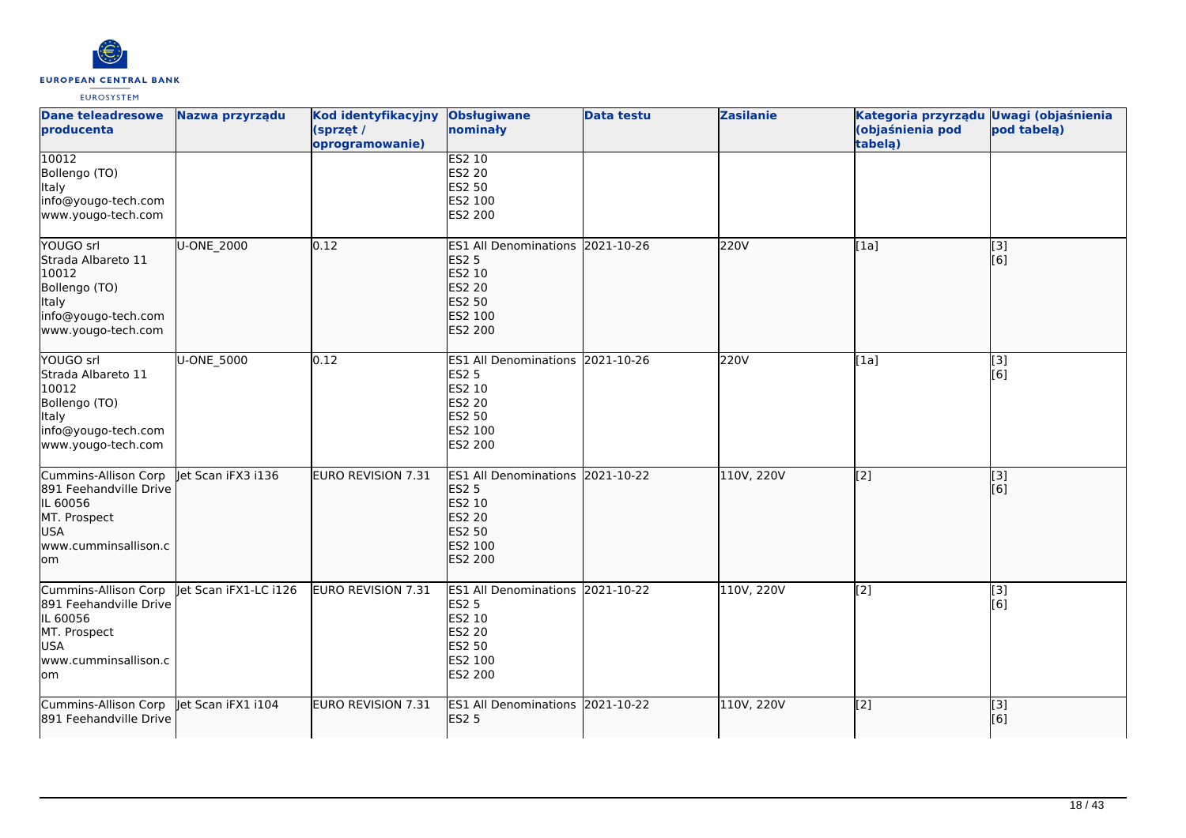| Dane teleadresowe producenta | Nazwa przyrządu | Kod identyfikacyjny (sprzęt / oprogramowanie) | Obsługiwane nominały | Data testu | Zasilanie | Kategoria przyrządu (objaśnienia pod tabelą) | Uwagi (objaśnienia pod tabelą) |
|---|---|---|---|---|---|---|---|
| 10012<br>Bollengo (TO)<br>Italy<br>info@yougo-tech.com<br>www.yougo-tech.com | | | ES2 10<br>ES2 20<br>ES2 50<br>ES2 100<br>ES2 200 | | | | |
| YOUGO srl<br>Strada Albareto 11<br>10012<br>Bollengo (TO)<br>Italy<br>info@yougo-tech.com<br>www.yougo-tech.com | U-ONE_2000 | 0.12 | ES1 All Denominations<br>ES2 5<br>ES2 10<br>ES2 20<br>ES2 50<br>ES2 100<br>ES2 200 | 2021-10-26 | 220V | [1a] | [3]<br>[6] |
| YOUGO srl<br>Strada Albareto 11<br>10012<br>Bollengo (TO)<br>Italy<br>info@yougo-tech.com<br>www.yougo-tech.com | U-ONE_5000 | 0.12 | ES1 All Denominations<br>ES2 5<br>ES2 10<br>ES2 20<br>ES2 50<br>ES2 100<br>ES2 200 | 2021-10-26 | 220V | [1a] | [3]<br>[6] |
| Cummins-Allison Corp<br>891 Feehandville Drive<br>IL 60056<br>MT. Prospect<br>USA<br>www.cumminsallison.com | Jet Scan iFX3 i136 | EURO REVISION 7.31 | ES1 All Denominations<br>ES2 5<br>ES2 10<br>ES2 20<br>ES2 50<br>ES2 100<br>ES2 200 | 2021-10-22 | 110V, 220V | [2] | [3]<br>[6] |
| Cummins-Allison Corp<br>891 Feehandville Drive<br>IL 60056<br>MT. Prospect<br>USA<br>www.cumminsallison.com | Jet Scan iFX1-LC i126 | EURO REVISION 7.31 | ES1 All Denominations<br>ES2 5<br>ES2 10<br>ES2 20<br>ES2 50<br>ES2 100<br>ES2 200 | 2021-10-22 | 110V, 220V | [2] | [3]<br>[6] |
| Cummins-Allison Corp<br>891 Feehandville Drive | Jet Scan iFX1 i104 | EURO REVISION 7.31 | ES1 All Denominations<br>ES2 5 | 2021-10-22 | 110V, 220V | [2] | [3]<br>[6] |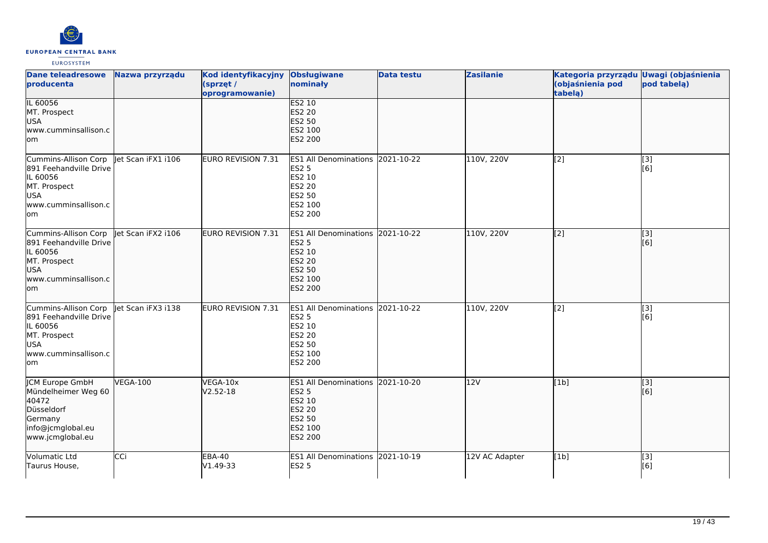| Dane teleadresowe producenta | Nazwa przyrządu | Kod identyfikacyjny (sprzęt / oprogramowanie) | Obsługiwane nominały | Data testu | Zasilanie | Kategoria przyrządu (objaśnienia pod tabelą) | Uwagi (objaśnienia pod tabelą) |
|---|---|---|---|---|---|---|---|
| IL 60056<br>MT. Prospect<br>USA<br>www.cumminsallison.com | | | ES2 10<br>ES2 20<br>ES2 50<br>ES2 100<br>ES2 200 | | | | |
| Cummins-Allison Corp<br>891 Feehandville Drive<br>IL 60056<br>MT. Prospect<br>USA<br>www.cumminsallison.com | Jet Scan iFX1 i106 | EURO REVISION 7.31 | ES1 All Denominations<br>ES2 5<br>ES2 10<br>ES2 20<br>ES2 50<br>ES2 100<br>ES2 200 | 2021-10-22 | 110V, 220V | [2] | [3]<br>[6] |
| Cummins-Allison Corp<br>891 Feehandville Drive<br>IL 60056<br>MT. Prospect<br>USA<br>www.cumminsallison.com | Jet Scan iFX2 i106 | EURO REVISION 7.31 | ES1 All Denominations<br>ES2 5<br>ES2 10<br>ES2 20<br>ES2 50<br>ES2 100<br>ES2 200 | 2021-10-22 | 110V, 220V | [2] | [3]<br>[6] |
| Cummins-Allison Corp<br>891 Feehandville Drive<br>IL 60056<br>MT. Prospect<br>USA<br>www.cumminsallison.com | Jet Scan iFX3 i138 | EURO REVISION 7.31 | ES1 All Denominations<br>ES2 5<br>ES2 10<br>ES2 20<br>ES2 50<br>ES2 100<br>ES2 200 | 2021-10-22 | 110V, 220V | [2] | [3]<br>[6] |
| JCM Europe GmbH<br>Mündelheimer Weg 60<br>40472<br>Düsseldorf<br>Germany<br>info@jcmglobal.eu<br>www.jcmglobal.eu | VEGA-100 | VEGA-10x<br>V2.52-18 | ES1 All Denominations<br>ES2 5<br>ES2 10<br>ES2 20<br>ES2 50<br>ES2 100<br>ES2 200 | 2021-10-20 | 12V | [1b] | [3]<br>[6] |
| Volumatic Ltd<br>Taurus House, | CCi | EBA-40<br>V1.49-33 | ES1 All Denominations<br>ES2 5 | 2021-10-19 | 12V AC Adapter | [1b] | [3]<br>[6] |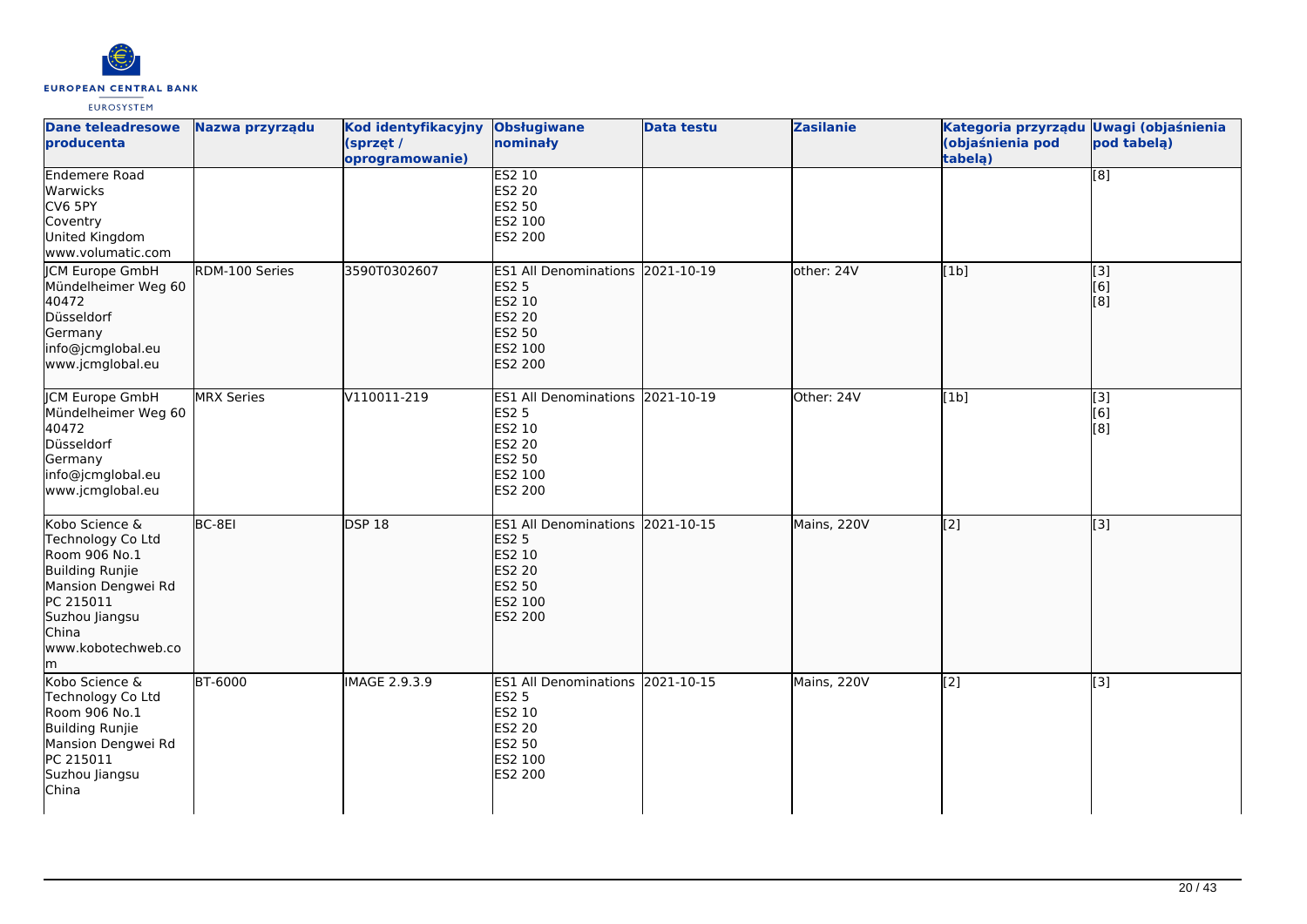| Dane teleadresowe producenta | Nazwa przyrządu | Kod identyfikacyjny (sprzęt / oprogramowanie) | Obsługiwane nominały | Data testu | Zasilanie | Kategoria przyrządu (objaśnienia pod tabelą) | Uwagi (objaśnienia pod tabelą) |
|---|---|---|---|---|---|---|---|
| Endemere Road<br>Warwicks<br>CV6 5PY<br>Coventry<br>United Kingdom<br>www.volumatic.com | | | ES2 10<br>ES2 20<br>ES2 50<br>ES2 100<br>ES2 200 | | | | [8] |
| JCM Europe GmbH<br>Mündelheimer Weg 60<br>40472<br>Düsseldorf<br>Germany<br>info@jcmglobal.eu<br>www.jcmglobal.eu | RDM-100 Series | 3590T0302607 | ES1 All Denominations<br>ES2 5<br>ES2 10<br>ES2 20<br>ES2 50<br>ES2 100<br>ES2 200 | 2021-10-19 | other: 24V | [1b] | [3]<br>[6]<br>[8] |
| JCM Europe GmbH<br>Mündelheimer Weg 60<br>40472<br>Düsseldorf<br>Germany<br>info@jcmglobal.eu<br>www.jcmglobal.eu | MRX Series | V110011-219 | ES1 All Denominations<br>ES2 5<br>ES2 10<br>ES2 20<br>ES2 50<br>ES2 100<br>ES2 200 | 2021-10-19 | Other: 24V | [1b] | [3]<br>[6]<br>[8] |
| Kobo Science & Technology Co Ltd<br>Room 906 No.1<br>Building Runjie<br>Mansion Dengwei Rd<br>PC 215011<br>Suzhou Jiangsu<br>China<br>www.kobotechweb.com | BC-8EI | DSP 18 | ES1 All Denominations<br>ES2 5<br>ES2 10<br>ES2 20<br>ES2 50<br>ES2 100<br>ES2 200 | 2021-10-15 | Mains, 220V | [2] | [3] |
| Kobo Science & Technology Co Ltd<br>Room 906 No.1<br>Building Runjie<br>Mansion Dengwei Rd<br>PC 215011<br>Suzhou Jiangsu<br>China | BT-6000 | IMAGE 2.9.3.9 | ES1 All Denominations<br>ES2 5<br>ES2 10<br>ES2 20<br>ES2 50<br>ES2 100<br>ES2 200 | 2021-10-15 | Mains, 220V | [2] | [3] |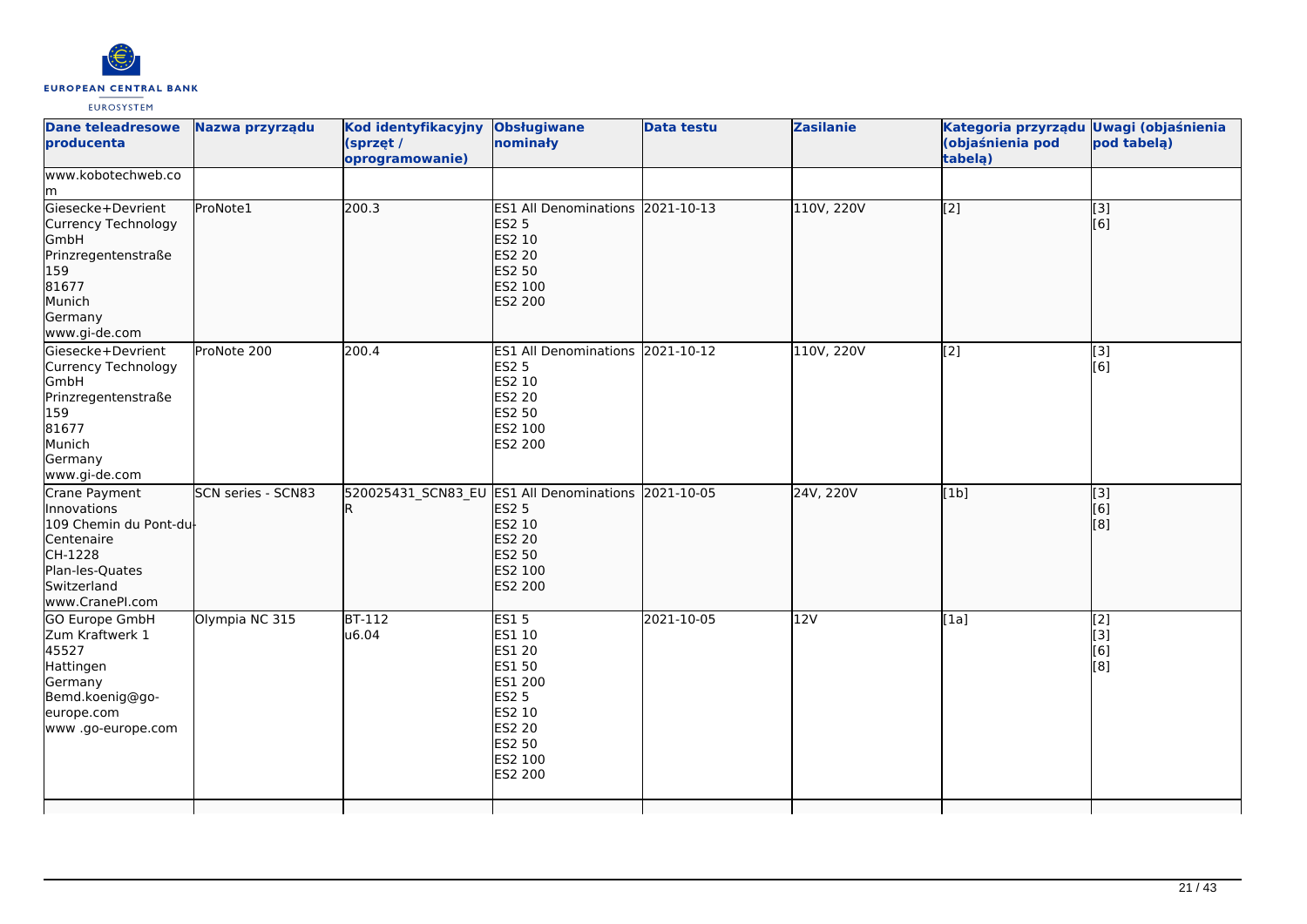| Dane teleadresowe producenta | Nazwa przyrządu | Kod identyfikacyjny (sprzęt / oprogramowanie) | Obsługiwane nominały | Data testu | Zasilanie | Kategoria przyrządu (objaśnienia pod tabelą) | Uwagi (objaśnienia pod tabelą) |
|---|---|---|---|---|---|---|---|
| www.kobotechweb.com | | | | | | | |
| Giesecke+Devrient Currency Technology GmbH<br>Prinzregentenstraße 159<br>81677<br>Munich<br>Germany<br>www.gi-de.com | ProNote1 | 200.3 | ES1 All Denominations<br>ES2 5<br>ES2 10<br>ES2 20<br>ES2 50<br>ES2 100<br>ES2 200 | 2021-10-13 | 110V, 220V | [2] | [3]<br>[6] |
| Giesecke+Devrient Currency Technology GmbH<br>Prinzregentenstraße 159<br>81677<br>Munich<br>Germany<br>www.gi-de.com | ProNote 200 | 200.4 | ES1 All Denominations<br>ES2 5<br>ES2 10<br>ES2 20<br>ES2 50<br>ES2 100<br>ES2 200 | 2021-10-12 | 110V, 220V | [2] | [3]<br>[6] |
| Crane Payment Innovations<br>109 Chemin du Pont-du-Centenaire<br>CH-1228<br>Plan-les-Quates<br>Switzerland<br>www.CranePI.com | SCN series - SCN83 | 520025431_SCN83_EUR | ES1 All Denominations<br>ES2 5<br>ES2 10<br>ES2 20<br>ES2 50<br>ES2 100<br>ES2 200 | 2021-10-05 | 24V, 220V | [1b] | [3]<br>[6]<br>[8] |
| GO Europe GmbH<br>Zum Kraftwerk 1<br>45527<br>Hattingen<br>Germany<br>Bemd.koenig@go-europe.com<br>www .go-europe.com | Olympia NC 315 | BT-112<br>u6.04 | ES1 5<br>ES1 10<br>ES1 20<br>ES1 50<br>ES1 200<br>ES2 5<br>ES2 10<br>ES2 20<br>ES2 50<br>ES2 100<br>ES2 200 | 2021-10-05 | 12V | [1a] | [2]<br>[3]<br>[6]<br>[8] |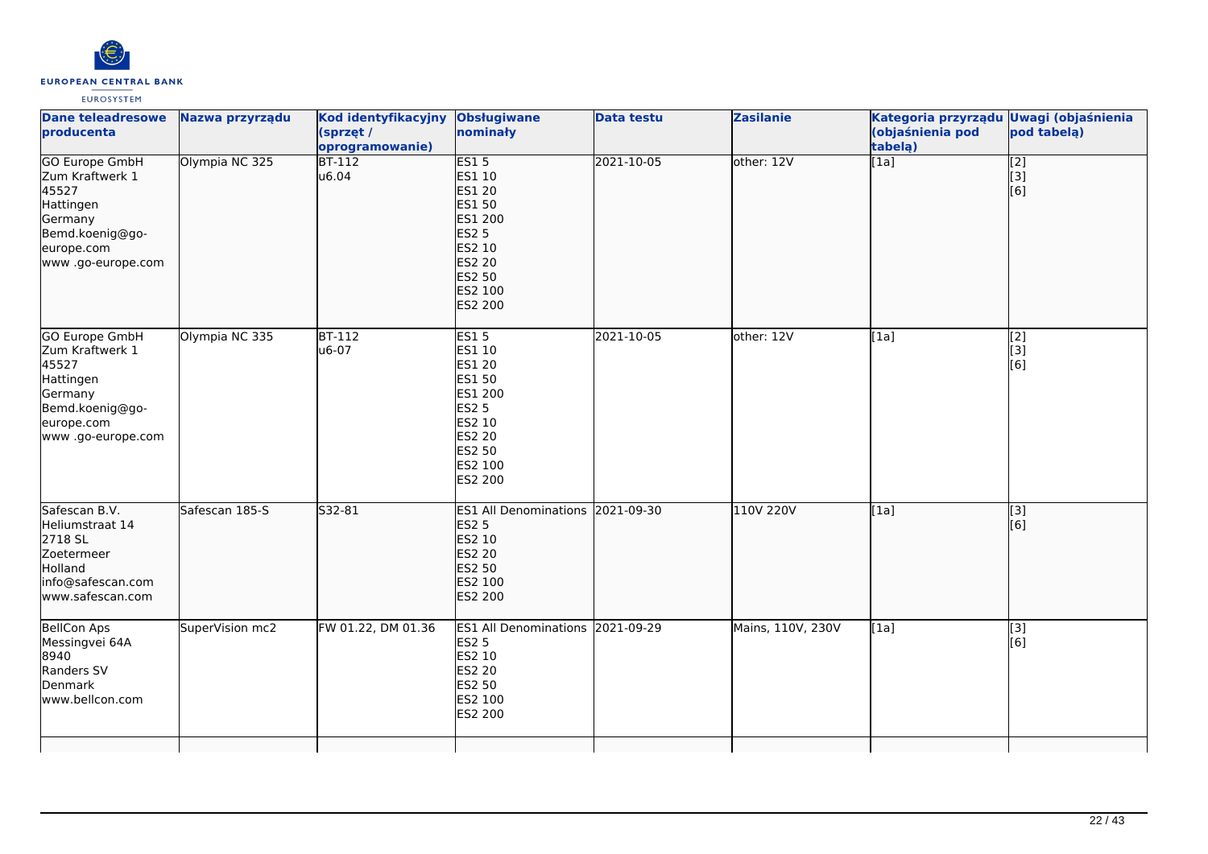| Dane teleadresowe producenta | Nazwa przyrządu | Kod identyfikacyjny (sprzęt / oprogramowanie) | Obsługiwane nominały | Data testu | Zasilanie | Kategoria przyrządu (objaśnienia pod tabelą) | Uwagi (objaśnienia pod tabelą) |
|---|---|---|---|---|---|---|---|
| GO Europe GmbH<br>Zum Kraftwerk 1<br>45527<br>Hattingen<br>Germany<br>Bemd.koenig@go-europe.com<br>www .go-europe.com | Olympia NC 325 | BT-112<br>u6.04 | ES1 5<br>ES1 10<br>ES1 20<br>ES1 50<br>ES1 200<br>ES2 5<br>ES2 10<br>ES2 20<br>ES2 50<br>ES2 100<br>ES2 200 | 2021-10-05 | other: 12V | [1a] | [2]<br>[3]<br>[6] |
| GO Europe GmbH<br>Zum Kraftwerk 1<br>45527<br>Hattingen<br>Germany<br>Bemd.koenig@go-europe.com<br>www .go-europe.com | Olympia NC 335 | BT-112<br>u6-07 | ES1 5<br>ES1 10<br>ES1 20<br>ES1 50<br>ES1 200<br>ES2 5<br>ES2 10<br>ES2 20<br>ES2 50<br>ES2 100<br>ES2 200 | 2021-10-05 | other: 12V | [1a] | [2]<br>[3]<br>[6] |
| Safescan B.V.<br>Heliumstraat 14<br>2718 SL<br>Zoetermeer<br>Holland<br>info@safescan.com<br>www.safescan.com | Safescan 185-S | S32-81 | ES1 All Denominations<br>ES2 5<br>ES2 10<br>ES2 20<br>ES2 50<br>ES2 100<br>ES2 200 | 2021-09-30 | 110V 220V | [1a] | [3]<br>[6] |
| BellCon Aps<br>Messingvei 64A<br>8940<br>Randers SV<br>Denmark<br>www.bellcon.com | SuperVision mc2 | FW 01.22, DM 01.36 | ES1 All Denominations<br>ES2 5<br>ES2 10<br>ES2 20<br>ES2 50<br>ES2 100<br>ES2 200 | 2021-09-29 | Mains, 110V, 230V | [1a] | [3]<br>[6] |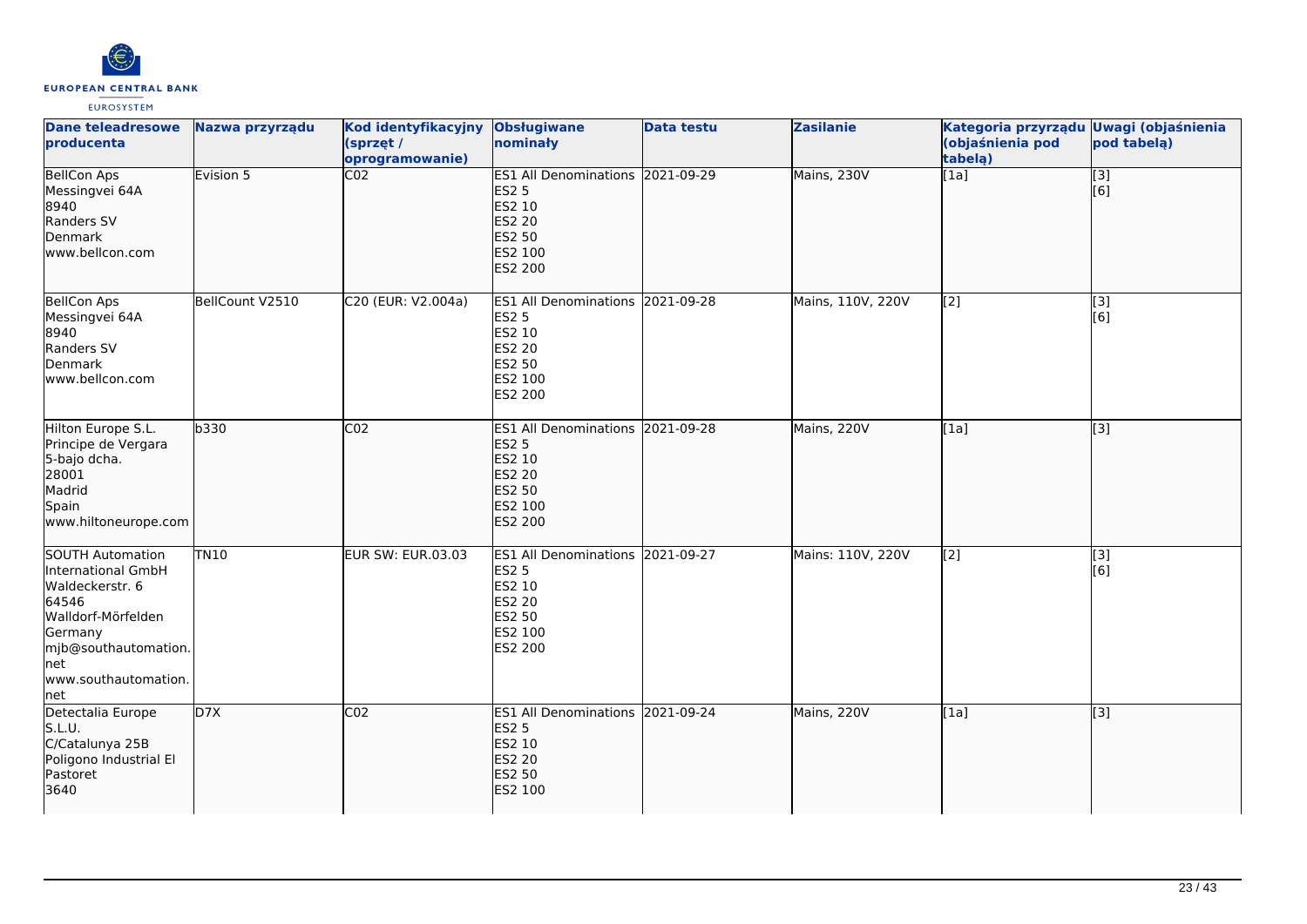| Dane teleadresowe producenta | Nazwa przyrządu | Kod identyfikacyjny (sprzęt / oprogramowanie) | Obsługiwane nominały | Data testu | Zasilanie | Kategoria przyrządu (objaśnienia pod tabelą) | Uwagi (objaśnienia pod tabelą) |
|---|---|---|---|---|---|---|---|
| BellCon Aps<br>Messingvei 64A<br>8940<br>Randers SV<br>Denmark<br>www.bellcon.com | Evision 5 | C02 | ES1 All Denominations<br>ES2 5<br>ES2 10<br>ES2 20<br>ES2 50<br>ES2 100<br>ES2 200 | 2021-09-29 | Mains, 230V | [1a] | [3]<br>[6] |
| BellCon Aps<br>Messingvei 64A<br>8940<br>Randers SV<br>Denmark<br>www.bellcon.com | BellCount V2510 | C20 (EUR: V2.004a) | ES1 All Denominations<br>ES2 5<br>ES2 10<br>ES2 20<br>ES2 50<br>ES2 100<br>ES2 200 | 2021-09-28 | Mains, 110V, 220V | [2] | [3]<br>[6] |
| Hilton Europe S.L.<br>Principe de Vergara<br>5-bajo dcha.<br>28001<br>Madrid<br>Spain<br>www.hiltoneurope.com | b330 | C02 | ES1 All Denominations<br>ES2 5<br>ES2 10<br>ES2 20<br>ES2 50<br>ES2 100<br>ES2 200 | 2021-09-28 | Mains, 220V | [1a] | [3] |
| SOUTH Automation International GmbH<br>Waldeckerstr. 6<br>64546<br>Walldorf-Mörfelden<br>Germany<br>mjb@southautomation.net<br>www.southautomation.net | TN10 | EUR SW: EUR.03.03 | ES1 All Denominations<br>ES2 5<br>ES2 10<br>ES2 20<br>ES2 50<br>ES2 100<br>ES2 200 | 2021-09-27 | Mains: 110V, 220V | [2] | [3]<br>[6] |
| Detectalia Europe S.L.U.<br>C/Catalunya 25B<br>Poligono Industrial El Pastoret<br>3640 | D7X | C02 | ES1 All Denominations<br>ES2 5<br>ES2 10<br>ES2 20<br>ES2 50<br>ES2 100 | 2021-09-24 | Mains, 220V | [1a] | [3] |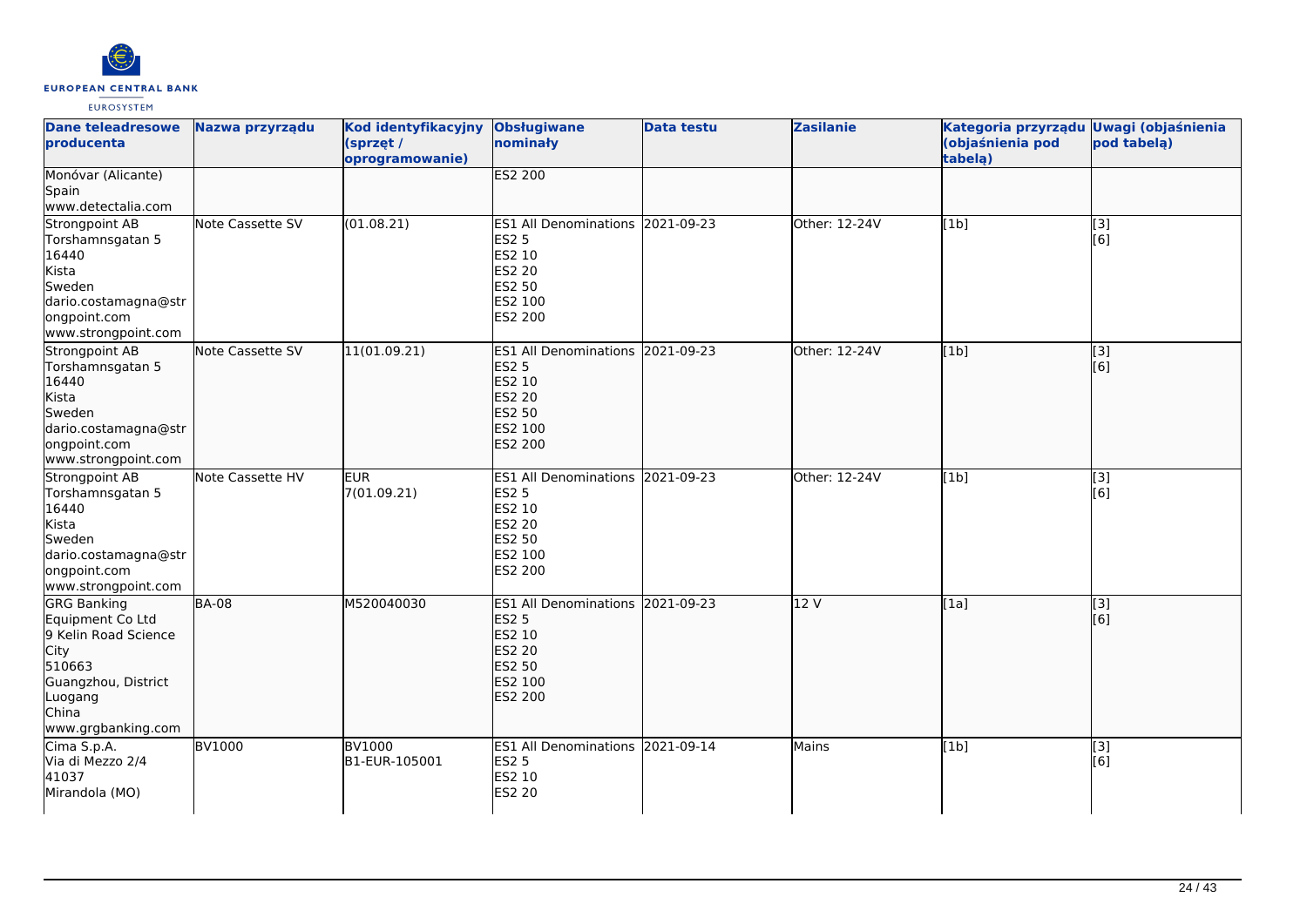| Dane teleadresowe producenta | Nazwa przyrządu | Kod identyfikacyjny (sprzęt / oprogramowanie) | Obsługiwane nominały | Data testu | Zasilanie | Kategoria przyrządu (objaśnienia pod tabelą) | Uwagi (objaśnienia pod tabelą) |
|---|---|---|---|---|---|---|---|
| Monóvar (Alicante)<br>Spain<br>www.detectalia.com | | | ES2 200 | | | | |
| Strongpoint AB<br>Torshamnsgatan 5<br>16440<br>Kista<br>Sweden<br>dario.costamagna@strongpoint.com<br>www.strongpoint.com | Note Cassette SV | (01.08.21) | ES1 All Denominations<br>ES2 5<br>ES2 10<br>ES2 20<br>ES2 50<br>ES2 100<br>ES2 200 | 2021-09-23 | Other: 12-24V | [1b] | [3]<br>[6] |
| Strongpoint AB<br>Torshamnsgatan 5<br>16440<br>Kista<br>Sweden<br>dario.costamagna@strongpoint.com<br>www.strongpoint.com | Note Cassette SV | 11(01.09.21) | ES1 All Denominations<br>ES2 5<br>ES2 10<br>ES2 20<br>ES2 50<br>ES2 100<br>ES2 200 | 2021-09-23 | Other: 12-24V | [1b] | [3]<br>[6] |
| Strongpoint AB<br>Torshamnsgatan 5<br>16440<br>Kista<br>Sweden<br>dario.costamagna@strongpoint.com<br>www.strongpoint.com | Note Cassette HV | EUR<br>7(01.09.21) | ES1 All Denominations<br>ES2 5<br>ES2 10<br>ES2 20<br>ES2 50<br>ES2 100<br>ES2 200 | 2021-09-23 | Other: 12-24V | [1b] | [3]<br>[6] |
| GRG Banking Equipment Co Ltd<br>9 Kelin Road Science City<br>510663<br>Guangzhou, District Luogang<br>China<br>www.grgbanking.com | BA-08 | M520040030 | ES1 All Denominations<br>ES2 5<br>ES2 10<br>ES2 20<br>ES2 50<br>ES2 100<br>ES2 200 | 2021-09-23 | 12 V | [1a] | [3]<br>[6] |
| Cima S.p.A.<br>Via di Mezzo 2/4<br>41037<br>Mirandola (MO) | BV1000 | BV1000<br>B1-EUR-105001 | ES1 All Denominations<br>ES2 5<br>ES2 10<br>ES2 20 | 2021-09-14 | Mains | [1b] | [3]<br>[6] |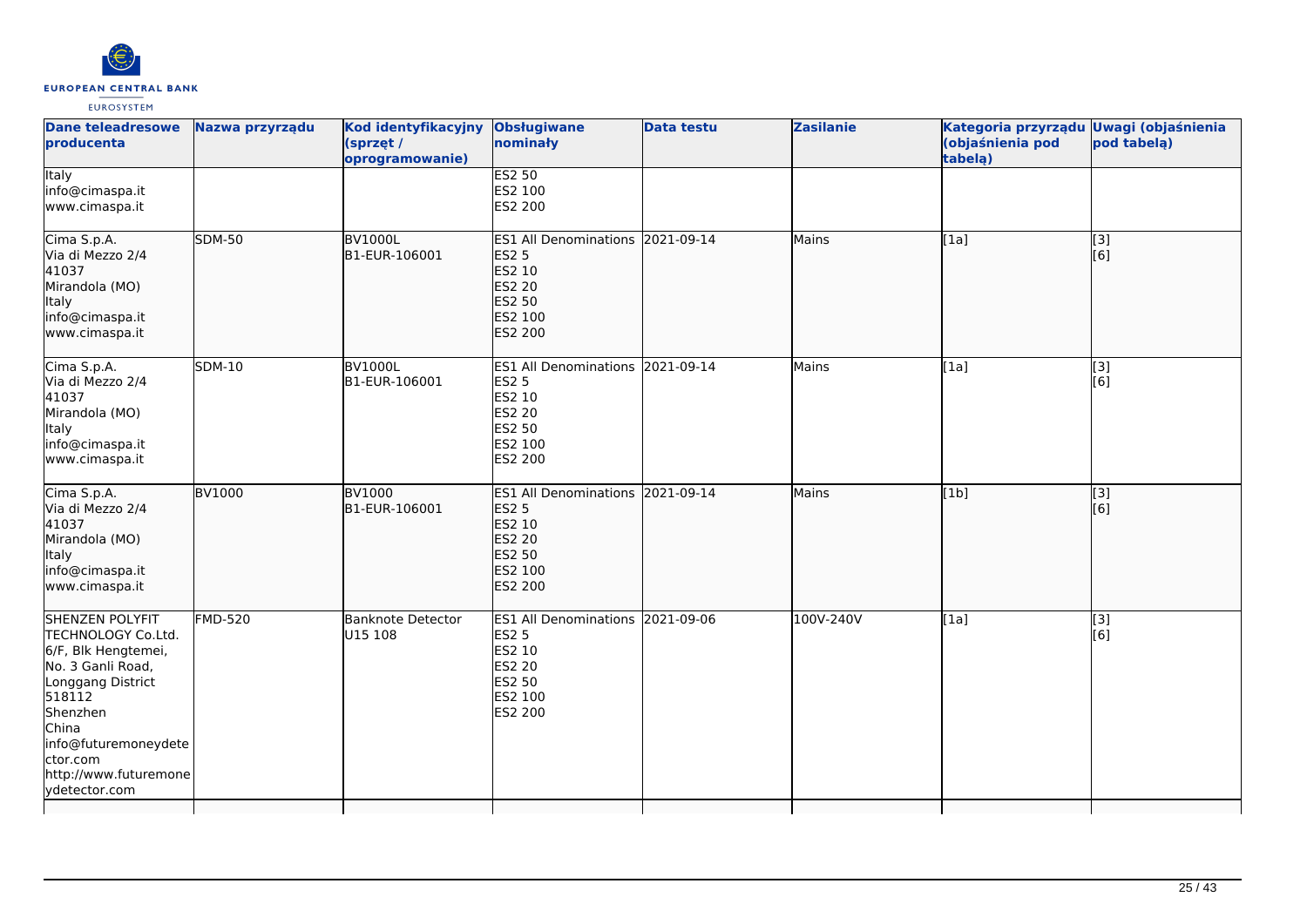| Dane teleadresowe producenta | Nazwa przyrządu | Kod identyfikacyjny (sprzęt / oprogramowanie) | Obsługiwane nominały | Data testu | Zasilanie | Kategoria przyrządu (objaśnienia pod tabelą) | Uwagi (objaśnienia pod tabelą) |
|---|---|---|---|---|---|---|---|
| Italy<br>info@cimaspa.it<br>www.cimaspa.it | | | ES2 50<br>ES2 100<br>ES2 200 | | | | |
| Cima S.p.A.<br>Via di Mezzo 2/4<br>41037<br>Mirandola (MO)<br>Italy<br>info@cimaspa.it<br>www.cimaspa.it | SDM-50 | BV1000L<br>B1-EUR-106001 | ES1 All Denominations<br>ES2 5<br>ES2 10<br>ES2 20<br>ES2 50<br>ES2 100<br>ES2 200 | 2021-09-14 | Mains | [1a] | [3]<br>[6] |
| Cima S.p.A.<br>Via di Mezzo 2/4<br>41037<br>Mirandola (MO)<br>Italy<br>info@cimaspa.it<br>www.cimaspa.it | SDM-10 | BV1000L<br>B1-EUR-106001 | ES1 All Denominations<br>ES2 5<br>ES2 10<br>ES2 20<br>ES2 50<br>ES2 100<br>ES2 200 | 2021-09-14 | Mains | [1a] | [3]<br>[6] |
| Cima S.p.A.<br>Via di Mezzo 2/4<br>41037<br>Mirandola (MO)<br>Italy<br>info@cimaspa.it<br>www.cimaspa.it | BV1000 | BV1000<br>B1-EUR-106001 | ES1 All Denominations<br>ES2 5<br>ES2 10<br>ES2 20<br>ES2 50<br>ES2 100<br>ES2 200 | 2021-09-14 | Mains | [1b] | [3]<br>[6] |
| SHENZEN POLYFIT TECHNOLOGY Co.Ltd.<br>6/F, Blk Hengtemei,<br>No. 3 Ganli Road,<br>Longgang District<br>518112<br>Shenzhen<br>China<br>info@futuremoneydetector.com<br>http://www.futuremoneydetector.com | FMD-520 | Banknote Detector<br>U15 108 | ES1 All Denominations<br>ES2 5<br>ES2 10<br>ES2 20<br>ES2 50<br>ES2 100<br>ES2 200 | 2021-09-06 | 100V-240V | [1a] | [3]<br>[6] |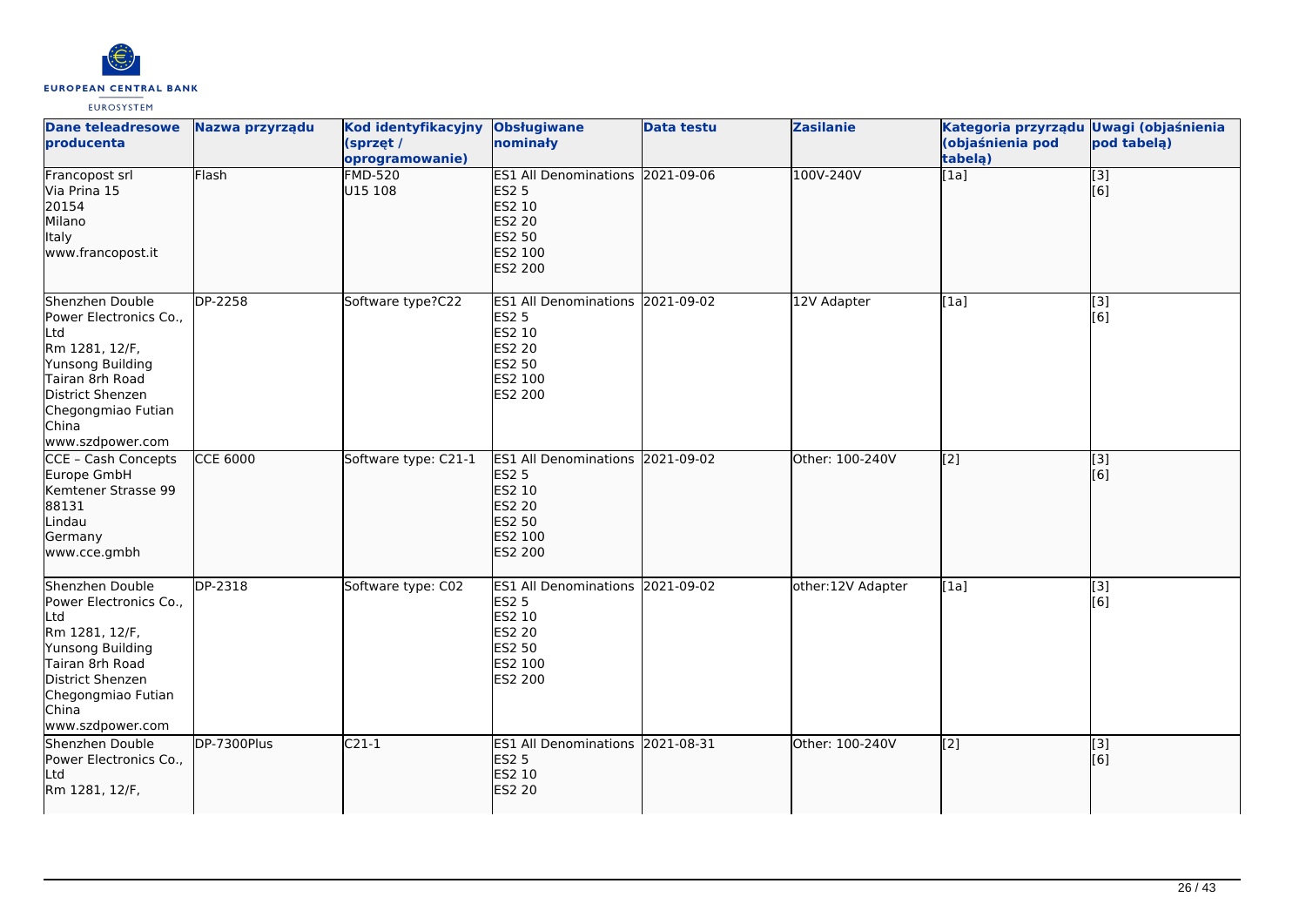| Dane teleadresowe producenta | Nazwa przyrządu | Kod identyfikacyjny (sprzęt / oprogramowanie) | Obsługiwane nominały | Data testu | Zasilanie | Kategoria przyrządu (objaśnienia pod tabelą) | Uwagi (objaśnienia pod tabelą) |
|---|---|---|---|---|---|---|---|
| Francopost srl<br>Via Prina 15<br>20154<br>Milano<br>Italy<br>www.francopost.it | Flash | FMD-520<br>U15 108 | ES1 All Denominations<br>ES2 5<br>ES2 10<br>ES2 20<br>ES2 50<br>ES2 100<br>ES2 200 | 2021-09-06 | 100V-240V | [1a] | [3]<br>[6] |
| Shenzhen Double Power Electronics Co., Ltd<br>Rm 1281, 12/F,<br>Yunsong Building<br>Tairan 8rh Road<br>District Shenzen<br>Chegongmiao Futian<br>China<br>www.szdpower.com | DP-2258 | Software type?C22 | ES1 All Denominations<br>ES2 5<br>ES2 10<br>ES2 20<br>ES2 50<br>ES2 100<br>ES2 200 | 2021-09-02 | 12V Adapter | [1a] | [3]<br>[6] |
| CCE - Cash Concepts Europe GmbH<br>Kemtener Strasse 99<br>88131<br>Lindau<br>Germany<br>www.cce.gmbh | CCE 6000 | Software type: C21-1 | ES1 All Denominations<br>ES2 5<br>ES2 10<br>ES2 20<br>ES2 50<br>ES2 100<br>ES2 200 | 2021-09-02 | Other: 100-240V | [2] | [3]<br>[6] |
| Shenzhen Double Power Electronics Co., Ltd<br>Rm 1281, 12/F,<br>Yunsong Building<br>Tairan 8rh Road<br>District Shenzen<br>Chegongmiao Futian<br>China<br>www.szdpower.com | DP-2318 | Software type: C02 | ES1 All Denominations<br>ES2 5<br>ES2 10<br>ES2 20<br>ES2 50<br>ES2 100<br>ES2 200 | 2021-09-02 | other:12V Adapter | [1a] | [3]<br>[6] |
| Shenzhen Double Power Electronics Co., Ltd<br>Rm 1281, 12/F, | DP-7300Plus | C21-1 | ES1 All Denominations<br>ES2 5<br>ES2 10<br>ES2 20 | 2021-08-31 | Other: 100-240V | [2] | [3]<br>[6] |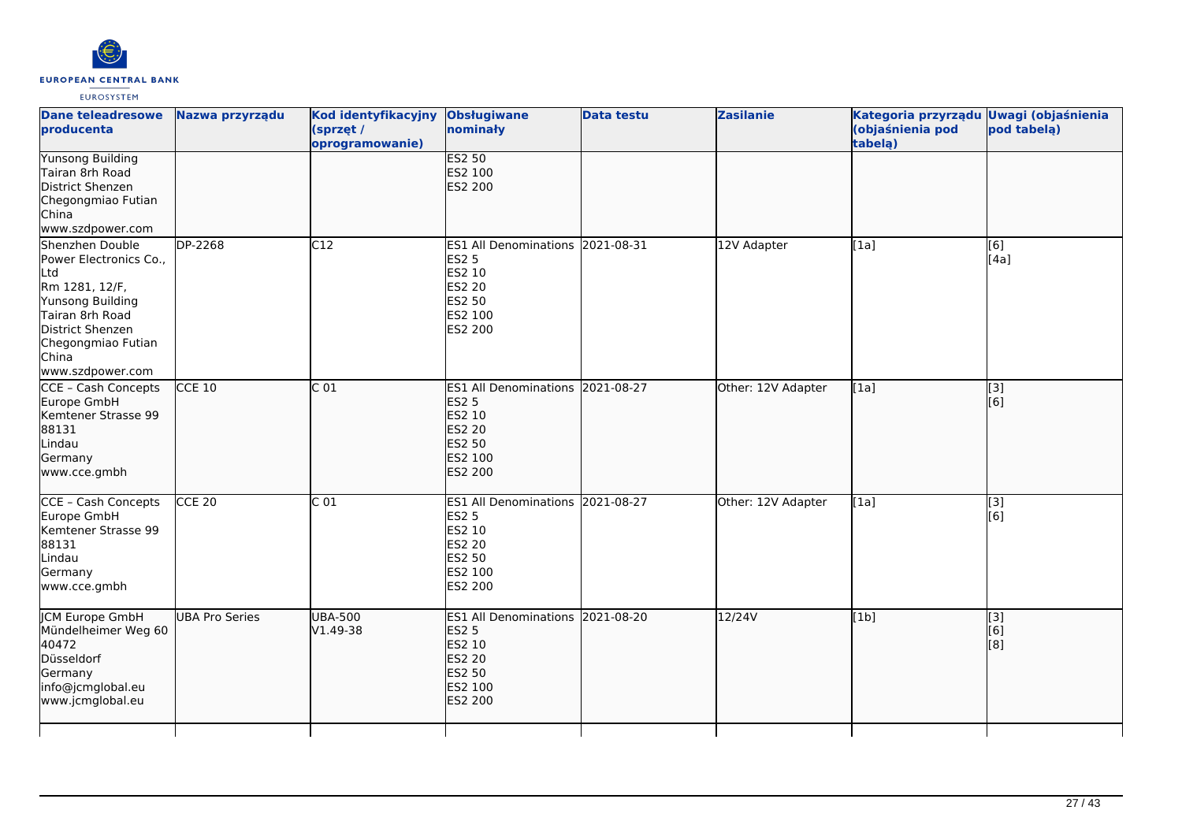| Dane teleadresowe producenta | Nazwa przyrządu | Kod identyfikacyjny (sprzęt / oprogramowanie) | Obsługiwane nominały | Data testu | Zasilanie | Kategoria przyrządu (objaśnienia pod tabelą) | Uwagi (objaśnienia pod tabelą) |
|---|---|---|---|---|---|---|---|
| Yunsong Building<br>Tairan 8rh Road<br>District Shenzen<br>Chegongmiao Futian<br>China<br>www.szdpower.com | | | ES2 50<br>ES2 100<br>ES2 200 | | | | |
| Shenzhen Double Power Electronics Co., Ltd<br>Rm 1281, 12/F,<br>Yunsong Building<br>Tairan 8rh Road<br>District Shenzen<br>Chegongmiao Futian<br>China<br>www.szdpower.com | DP-2268 | C12 | ES1 All Denominations<br>ES2 5<br>ES2 10<br>ES2 20<br>ES2 50<br>ES2 100<br>ES2 200 | 2021-08-31 | 12V Adapter | [1a] | [6]<br>[4a] |
| CCE – Cash Concepts Europe GmbH<br>Kemtener Strasse 99<br>88131<br>Lindau<br>Germany<br>www.cce.gmbh | CCE 10 | C 01 | ES1 All Denominations<br>ES2 5<br>ES2 10<br>ES2 20<br>ES2 50<br>ES2 100<br>ES2 200 | 2021-08-27 | Other: 12V Adapter | [1a] | [3]<br>[6] |
| CCE – Cash Concepts Europe GmbH<br>Kemtener Strasse 99<br>88131<br>Lindau<br>Germany<br>www.cce.gmbh | CCE 20 | C 01 | ES1 All Denominations<br>ES2 5<br>ES2 10<br>ES2 20<br>ES2 50<br>ES2 100<br>ES2 200 | 2021-08-27 | Other: 12V Adapter | [1a] | [3]<br>[6] |
| JCM Europe GmbH<br>Mündelheimer Weg 60<br>40472<br>Düsseldorf<br>Germany<br>info@jcmglobal.eu<br>www.jcmglobal.eu | UBA Pro Series | UBA-500<br>V1.49-38 | ES1 All Denominations<br>ES2 5<br>ES2 10<br>ES2 20<br>ES2 50<br>ES2 100<br>ES2 200 | 2021-08-20 | 12/24V | [1b] | [3]<br>[6]<br>[8] |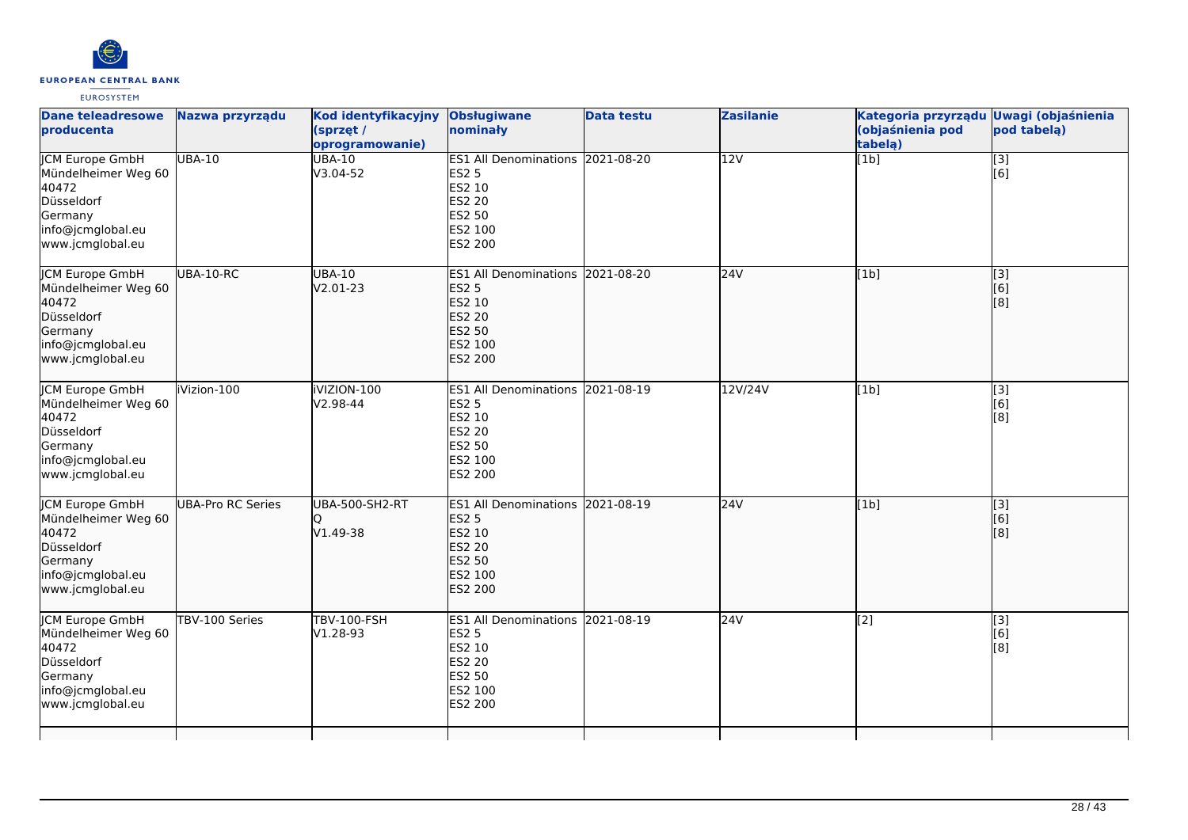| Dane teleadresowe producenta | Nazwa przyrządu | Kod identyfikacyjny (sprzęt / oprogramowanie) | Obsługiwane nominały | Data testu | Zasilanie | Kategoria przyrządu (objaśnienia pod tabelą) | Uwagi (objaśnienia pod tabelą) |
|---|---|---|---|---|---|---|---|
| JCM Europe GmbH<br>Mündelheimer Weg 60<br>40472<br>Düsseldorf<br>Germany<br>info@jcmglobal.eu<br>www.jcmglobal.eu | UBA-10 | UBA-10<br>V3.04-52 | ES1 All Denominations<br>ES2 5<br>ES2 10<br>ES2 20<br>ES2 50<br>ES2 100<br>ES2 200 | 2021-08-20 | 12V | [1b] | [3]<br>[6] |
| JCM Europe GmbH<br>Mündelheimer Weg 60<br>40472<br>Düsseldorf<br>Germany<br>info@jcmglobal.eu<br>www.jcmglobal.eu | UBA-10-RC | UBA-10<br>V2.01-23 | ES1 All Denominations<br>ES2 5<br>ES2 10<br>ES2 20<br>ES2 50<br>ES2 100<br>ES2 200 | 2021-08-20 | 24V | [1b] | [3]<br>[6]<br>[8] |
| JCM Europe GmbH<br>Mündelheimer Weg 60<br>40472<br>Düsseldorf<br>Germany<br>info@jcmglobal.eu<br>www.jcmglobal.eu | iVizion-100 | iVIZION-100<br>V2.98-44 | ES1 All Denominations<br>ES2 5<br>ES2 10<br>ES2 20<br>ES2 50<br>ES2 100<br>ES2 200 | 2021-08-19 | 12V/24V | [1b] | [3]<br>[6]<br>[8] |
| JCM Europe GmbH<br>Mündelheimer Weg 60<br>40472<br>Düsseldorf<br>Germany<br>info@jcmglobal.eu<br>www.jcmglobal.eu | UBA-Pro RC Series | UBA-500-SH2-RT<br>Q<br>V1.49-38 | ES1 All Denominations<br>ES2 5<br>ES2 10<br>ES2 20<br>ES2 50<br>ES2 100<br>ES2 200 | 2021-08-19 | 24V | [1b] | [3]<br>[6]<br>[8] |
| JCM Europe GmbH<br>Mündelheimer Weg 60<br>40472<br>Düsseldorf<br>Germany<br>info@jcmglobal.eu<br>www.jcmglobal.eu | TBV-100 Series | TBV-100-FSH<br>V1.28-93 | ES1 All Denominations<br>ES2 5<br>ES2 10<br>ES2 20<br>ES2 50<br>ES2 100<br>ES2 200 | 2021-08-19 | 24V | [2] | [3]<br>[6]<br>[8] |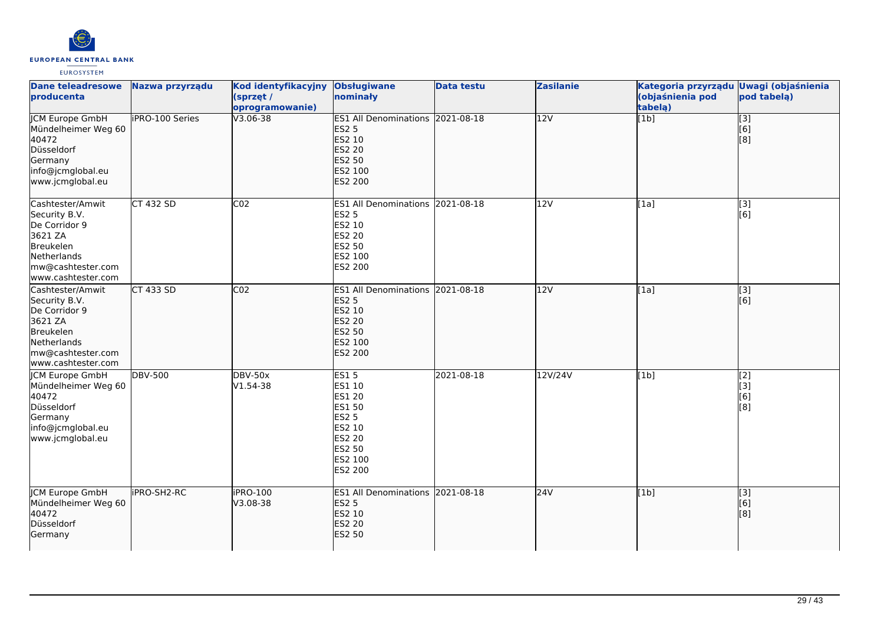| Dane teleadresowe producenta | Nazwa przyrządu | Kod identyfikacyjny (sprzęt / oprogramowanie) | Obsługiwane nominały | Data testu | Zasilanie | Kategoria przyrządu (objaśnienia pod tabelą) | Uwagi (objaśnienia pod tabelą) |
|---|---|---|---|---|---|---|---|
| JCM Europe GmbH<br>Mündelheimer Weg 60<br>40472<br>Düsseldorf<br>Germany<br>info@jcmglobal.eu<br>www.jcmglobal.eu | iPRO-100 Series | V3.06-38 | ES1 All Denominations<br>ES2 5<br>ES2 10<br>ES2 20<br>ES2 50<br>ES2 100<br>ES2 200 | 2021-08-18 | 12V | [1b] | [3]<br>[6]<br>[8] |
| Cashtester/Amwit Security B.V.<br>De Corridor 9<br>3621 ZA<br>Breukelen<br>Netherlands<br>mw@cashtester.com<br>www.cashtester.com | CT 432 SD | C02 | ES1 All Denominations<br>ES2 5<br>ES2 10<br>ES2 20<br>ES2 50<br>ES2 100<br>ES2 200 | 2021-08-18 | 12V | [1a] | [3]<br>[6] |
| Cashtester/Amwit Security B.V.<br>De Corridor 9<br>3621 ZA<br>Breukelen<br>Netherlands<br>mw@cashtester.com<br>www.cashtester.com | CT 433 SD | C02 | ES1 All Denominations<br>ES2 5<br>ES2 10<br>ES2 20<br>ES2 50<br>ES2 100<br>ES2 200 | 2021-08-18 | 12V | [1a] | [3]<br>[6] |
| JCM Europe GmbH<br>Mündelheimer Weg 60<br>40472<br>Düsseldorf<br>Germany<br>info@jcmglobal.eu<br>www.jcmglobal.eu | DBV-500 | DBV-50x<br>V1.54-38 | ES1 5<br>ES1 10<br>ES1 20<br>ES1 50<br>ES2 5<br>ES2 10<br>ES2 20<br>ES2 50<br>ES2 100<br>ES2 200 | 2021-08-18 | 12V/24V | [1b] | [2]<br>[3]<br>[6]<br>[8] |
| JCM Europe GmbH<br>Mündelheimer Weg 60<br>40472<br>Düsseldorf<br>Germany | iPRO-SH2-RC | iPRO-100<br>V3.08-38 | ES1 All Denominations<br>ES2 5<br>ES2 10<br>ES2 20<br>ES2 50 | 2021-08-18 | 24V | [1b] | [3]<br>[6]<br>[8] |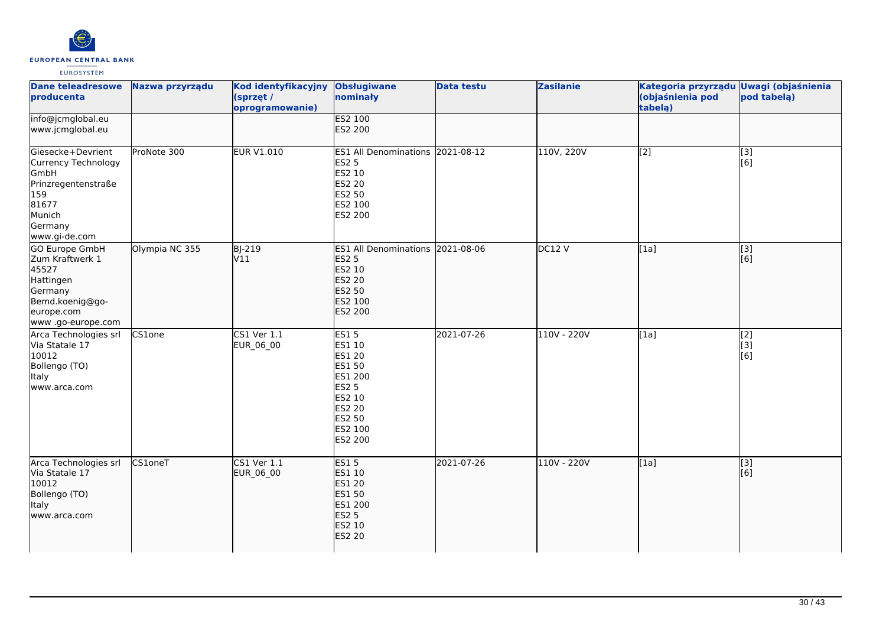| Dane teleadresowe producenta | Nazwa przyrządu | Kod identyfikacyjny (sprzęt / oprogramowanie) | Obsługiwane nominały | Data testu | Zasilanie | Kategoria przyrządu (objaśnienia pod tabelą) | Uwagi (objaśnienia pod tabelą) |
|---|---|---|---|---|---|---|---|
| info@jcmglobal.eu<br>www.jcmglobal.eu | | | ES2 100<br>ES2 200 | | | | |
| Giesecke+Devrient Currency Technology GmbH<br>Prinzregentenstraße 159<br>81677<br>Munich<br>Germany<br>www.gi-de.com | ProNote 300 | EUR V1.010 | ES1 All Denominations<br>ES2 5<br>ES2 10<br>ES2 20<br>ES2 50<br>ES2 100<br>ES2 200 | 2021-08-12 | 110V, 220V | [2] | [3]<br>[6] |
| GO Europe GmbH<br>Zum Kraftwerk 1<br>45527<br>Hattingen<br>Germany<br>Bemd.koenig@go-europe.com<br>www .go-europe.com | Olympia NC 355 | BJ-219<br>V11 | ES1 All Denominations<br>ES2 5<br>ES2 10<br>ES2 20<br>ES2 50<br>ES2 100<br>ES2 200 | 2021-08-06 | DC12 V | [1a] | [3]<br>[6] |
| Arca Technologies srl<br>Via Statale 17<br>10012<br>Bollengo (TO)<br>Italy<br>www.arca.com | CS1one | CS1 Ver 1.1<br>EUR_06_00 | ES1 5<br>ES1 10<br>ES1 20<br>ES1 50<br>ES1 200<br>ES2 5<br>ES2 10<br>ES2 20<br>ES2 50<br>ES2 100<br>ES2 200 | 2021-07-26 | 110V - 220V | [1a] | [2]<br>[3]<br>[6] |
| Arca Technologies srl<br>Via Statale 17<br>10012<br>Bollengo (TO)<br>Italy<br>www.arca.com | CS1oneT | CS1 Ver 1.1<br>EUR_06_00 | ES1 5<br>ES1 10<br>ES1 20<br>ES1 50<br>ES1 200<br>ES2 5<br>ES2 10<br>ES2 20 | 2021-07-26 | 110V - 220V | [1a] | [3]<br>[6] |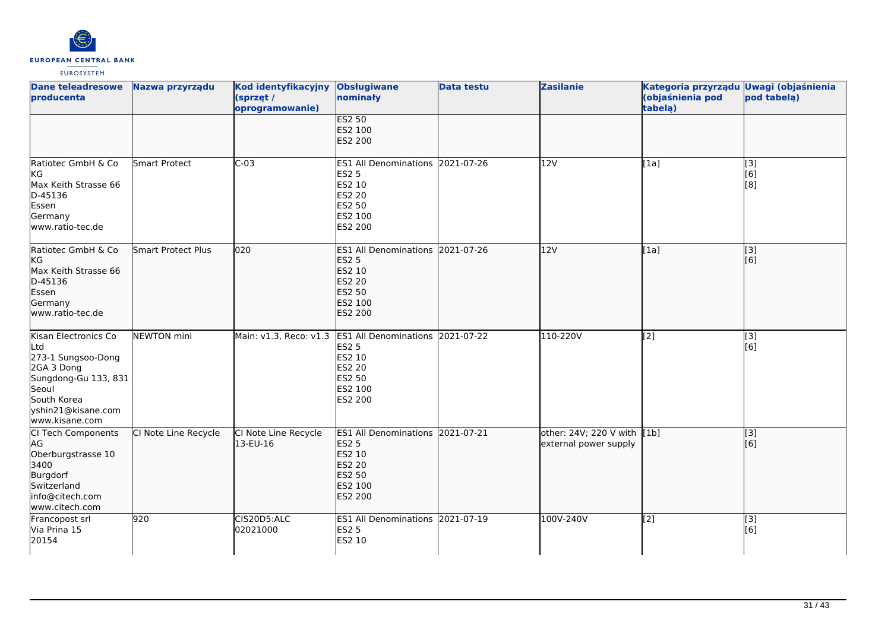| Dane teleadresowe producenta | Nazwa przyrządu | Kod identyfikacyjny (sprzęt / oprogramowanie) | Obsługiwane nominały | Data testu | Zasilanie | Kategoria przyrządu (objaśnienia pod tabelą) | Uwagi (objaśnienia pod tabelą) |
|---|---|---|---|---|---|---|---|
| | | | ES2 50<br>ES2 100<br>ES2 200 | | | | |
| Ratiotec GmbH & Co KG<br>Max Keith Strasse 66<br>D-45136<br>Essen<br>Germany<br>www.ratio-tec.de | Smart Protect | C-03 | ES1 All Denominations<br>ES2 5<br>ES2 10<br>ES2 20<br>ES2 50<br>ES2 100<br>ES2 200 | 2021-07-26 | 12V | [1a] | [3]<br>[6]<br>[8] |
| Ratiotec GmbH & Co KG<br>Max Keith Strasse 66<br>D-45136<br>Essen<br>Germany<br>www.ratio-tec.de | Smart Protect Plus | 020 | ES1 All Denominations<br>ES2 5<br>ES2 10<br>ES2 20<br>ES2 50<br>ES2 100<br>ES2 200 | 2021-07-26 | 12V | [1a] | [3]<br>[6] |
| Kisan Electronics Co Ltd<br>273-1 Sungsoo-Dong 2GA 3 Dong<br>Sungdong-Gu 133, 831<br>Seoul<br>South Korea<br>yshin21@kisane.com<br>www.kisane.com | NEWTON mini | Main: v1.3, Reco: v1.3 | ES1 All Denominations<br>ES2 5<br>ES2 10<br>ES2 20<br>ES2 50<br>ES2 100<br>ES2 200 | 2021-07-22 | 110-220V | [2] | [3]<br>[6] |
| CI Tech Components AG<br>Oberburgstrasse 10<br>3400<br>Burgdorf<br>Switzerland<br>info@citech.com<br>www.citech.com | CI Note Line Recycle | CI Note Line Recycle 13-EU-16 | ES1 All Denominations<br>ES2 5<br>ES2 10<br>ES2 20<br>ES2 50<br>ES2 100<br>ES2 200 | 2021-07-21 | other: 24V; 220 V with external power supply | [1b] | [3]<br>[6] |
| Francopost srl<br>Via Prina 15<br>20154 | 920 | CIS20D5:ALC 02021000 | ES1 All Denominations<br>ES2 5<br>ES2 10 | 2021-07-19 | 100V-240V | [2] | [3]<br>[6] |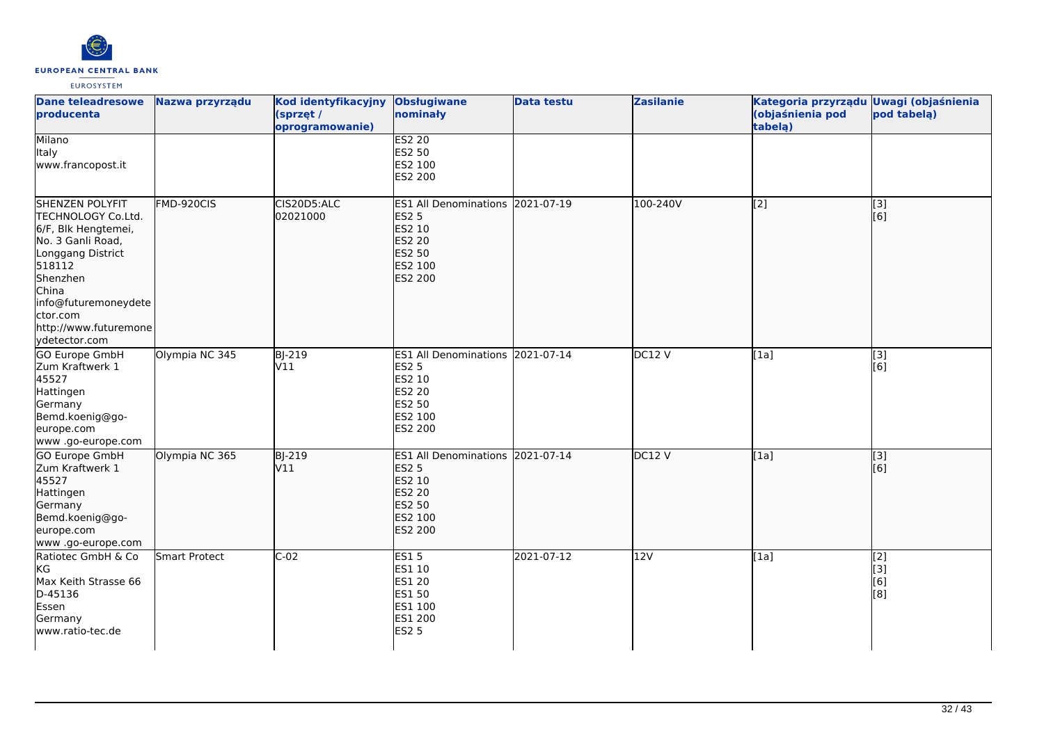| Dane teleadresowe producenta | Nazwa przyrządu | Kod identyfikacyjny (sprzęt / oprogramowanie) | Obsługiwane nominały | Data testu | Zasilanie | Kategoria przyrządu (objaśnienia pod tabelą) | Uwagi (objaśnienia pod tabelą) |
|---|---|---|---|---|---|---|---|
| Milano<br>Italy<br>www.francopost.it | | | ES2 20<br>ES2 50<br>ES2 100<br>ES2 200 | | | | |
| SHENZEN POLYFIT TECHNOLOGY Co.Ltd.<br>6/F, Blk Hengtemei,<br>No. 3 Ganli Road,<br>Longgang District<br>518112<br>Shenzhen<br>China<br>info@futuremoneydetector.com<br>http://www.futuremoneydetector.com | FMD-920CIS | CIS20D5:ALC<br>02021000 | ES1 All Denominations<br>ES2 5<br>ES2 10<br>ES2 20<br>ES2 50<br>ES2 100<br>ES2 200 | 2021-07-19 | 100-240V | [2] | [3]<br>[6] |
| GO Europe GmbH<br>Zum Kraftwerk 1<br>45527<br>Hattingen<br>Germany<br>Bemd.koenig@go-europe.com<br>www .go-europe.com | Olympia NC 345 | BJ-219<br>V11 | ES1 All Denominations<br>ES2 5<br>ES2 10<br>ES2 20<br>ES2 50<br>ES2 100<br>ES2 200 | 2021-07-14 | DC12 V | [1a] | [3]<br>[6] |
| GO Europe GmbH<br>Zum Kraftwerk 1<br>45527<br>Hattingen<br>Germany<br>Bemd.koenig@go-europe.com<br>www .go-europe.com | Olympia NC 365 | BJ-219<br>V11 | ES1 All Denominations<br>ES2 5<br>ES2 10<br>ES2 20<br>ES2 50<br>ES2 100<br>ES2 200 | 2021-07-14 | DC12 V | [1a] | [3]<br>[6] |
| Ratiotec GmbH & Co KG<br>Max Keith Strasse 66<br>D-45136<br>Essen<br>Germany<br>www.ratio-tec.de | Smart Protect | C-02 | ES1 5<br>ES1 10<br>ES1 20<br>ES1 50<br>ES1 100<br>ES1 200<br>ES2 5 | 2021-07-12 | 12V | [1a] | [2]<br>[3]<br>[6]<br>[8] |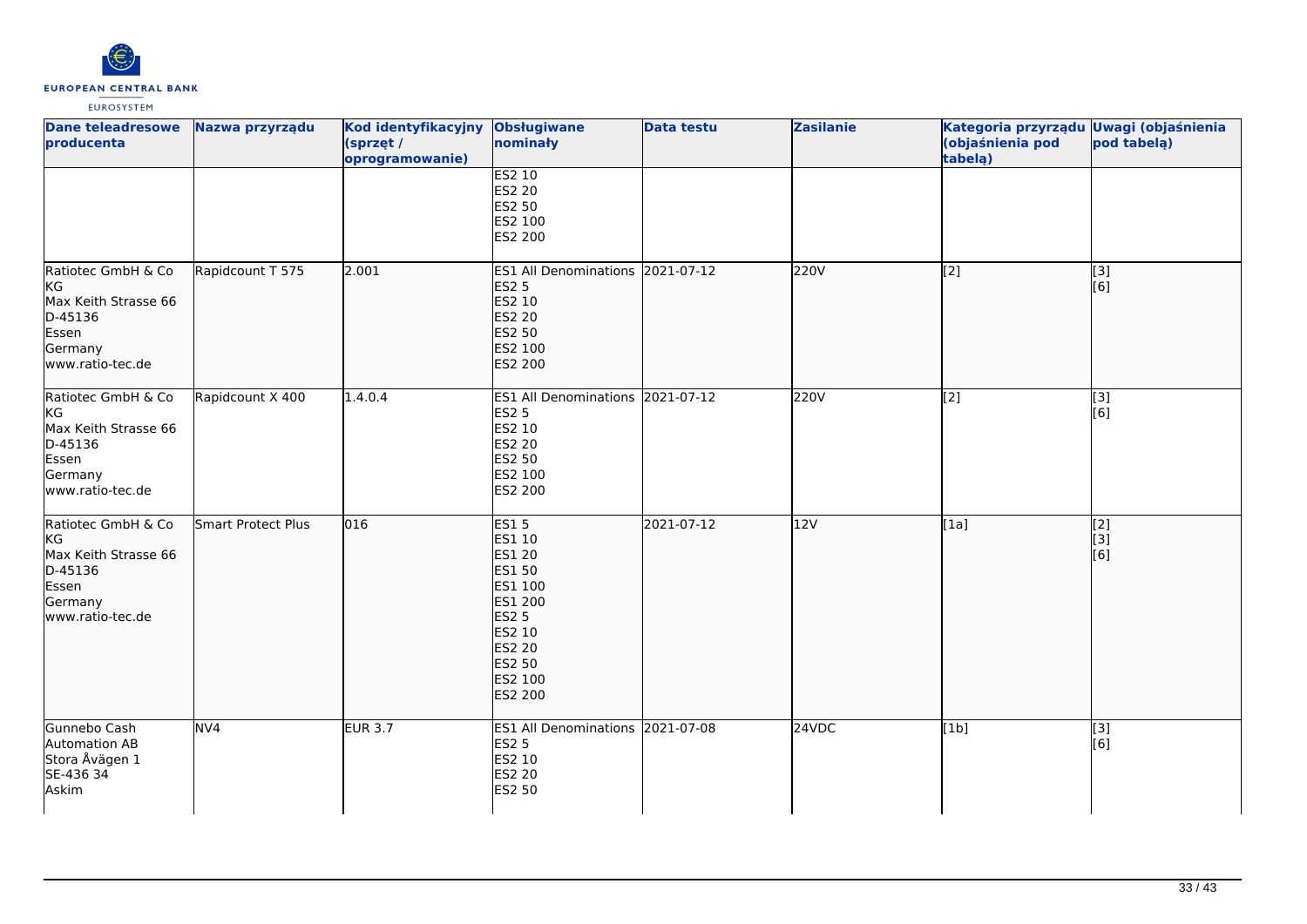| Dane teleadresowe producenta | Nazwa przyrządu | Kod identyfikacyjny (sprzęt / oprogramowanie) | Obsługiwane nominały | Data testu | Zasilanie | Kategoria przyrządu (objaśnienia pod tabelą) | Uwagi (objaśnienia pod tabelą) |
|---|---|---|---|---|---|---|---|
| | | | ES2 10<br>ES2 20<br>ES2 50<br>ES2 100<br>ES2 200 | | | | |
| Ratiotec GmbH & Co KG<br>Max Keith Strasse 66<br>D-45136<br>Essen<br>Germany<br>www.ratio-tec.de | Rapidcount T 575 | 2.001 | ES1 All Denominations<br>ES2 5<br>ES2 10<br>ES2 20<br>ES2 50<br>ES2 100<br>ES2 200 | 2021-07-12 | 220V | [2] | [3]<br>[6] |
| Ratiotec GmbH & Co KG<br>Max Keith Strasse 66<br>D-45136<br>Essen<br>Germany<br>www.ratio-tec.de | Rapidcount X 400 | 1.4.0.4 | ES1 All Denominations<br>ES2 5<br>ES2 10<br>ES2 20<br>ES2 50<br>ES2 100<br>ES2 200 | 2021-07-12 | 220V | [2] | [3]<br>[6] |
| Ratiotec GmbH & Co KG<br>Max Keith Strasse 66<br>D-45136<br>Essen<br>Germany<br>www.ratio-tec.de | Smart Protect Plus | 016 | ES1 5<br>ES1 10<br>ES1 20<br>ES1 50<br>ES1 100<br>ES1 200<br>ES2 5<br>ES2 10<br>ES2 20<br>ES2 50<br>ES2 100<br>ES2 200 | 2021-07-12 | 12V | [1a] | [2]<br>[3]<br>[6] |
| Gunnebo Cash Automation AB<br>Stora Åvägen 1<br>SE-436 34<br>Askim | NV4 | EUR 3.7 | ES1 All Denominations<br>ES2 5<br>ES2 10<br>ES2 20<br>ES2 50 | 2021-07-08 | 24VDC | [1b] | [3]<br>[6] |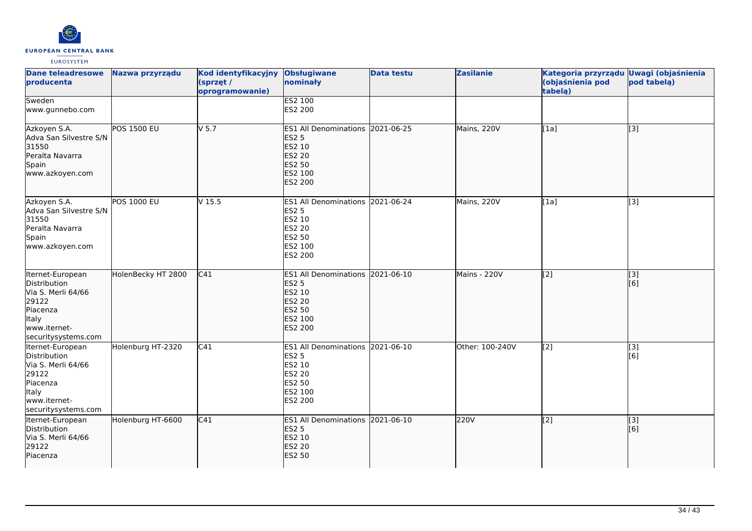| Dane teleadresowe producenta | Nazwa przyrządu | Kod identyfikacyjny (sprzęt / oprogramowanie) | Obsługiwane nominały | Data testu | Zasilanie | Kategoria przyrządu (objaśnienia pod tabelą) | Uwagi (objaśnienia pod tabelą) |
|---|---|---|---|---|---|---|---|
| Sweden<br>www.gunnebo.com | | | ES2 100<br>ES2 200 | | | | |
| Azkoyen S.A.<br>Adva San Silvestre S/N<br>31550<br>Peralta Navarra<br>Spain<br>www.azkoyen.com | POS 1500 EU | V 5.7 | ES1 All Denominations<br>ES2 5<br>ES2 10<br>ES2 20<br>ES2 50<br>ES2 100<br>ES2 200 | 2021-06-25 | Mains, 220V | [1a] | [3] |
| Azkoyen S.A.<br>Adva San Silvestre S/N<br>31550<br>Peralta Navarra<br>Spain<br>www.azkoyen.com | POS 1000 EU | V 15.5 | ES1 All Denominations<br>ES2 5<br>ES2 10<br>ES2 20<br>ES2 50<br>ES2 100<br>ES2 200 | 2021-06-24 | Mains, 220V | [1a] | [3] |
| Iternet-European Distribution<br>Via S. Merli 64/66<br>29122<br>Piacenza<br>Italy<br>www.iternet-securitysystems.com | HolenBecky HT 2800 | C41 | ES1 All Denominations<br>ES2 5<br>ES2 10<br>ES2 20<br>ES2 50<br>ES2 100<br>ES2 200 | 2021-06-10 | Mains - 220V | [2] | [3]<br>[6] |
| Iternet-European Distribution<br>Via S. Merli 64/66<br>29122<br>Piacenza<br>Italy<br>www.iternet-securitysystems.com | Holenburg HT-2320 | C41 | ES1 All Denominations<br>ES2 5<br>ES2 10<br>ES2 20<br>ES2 50<br>ES2 100<br>ES2 200 | 2021-06-10 | Other: 100-240V | [2] | [3]<br>[6] |
| Iternet-European Distribution<br>Via S. Merli 64/66<br>29122<br>Piacenza | Holenburg HT-6600 | C41 | ES1 All Denominations<br>ES2 5<br>ES2 10<br>ES2 20<br>ES2 50 | 2021-06-10 | 220V | [2] | [3]<br>[6] |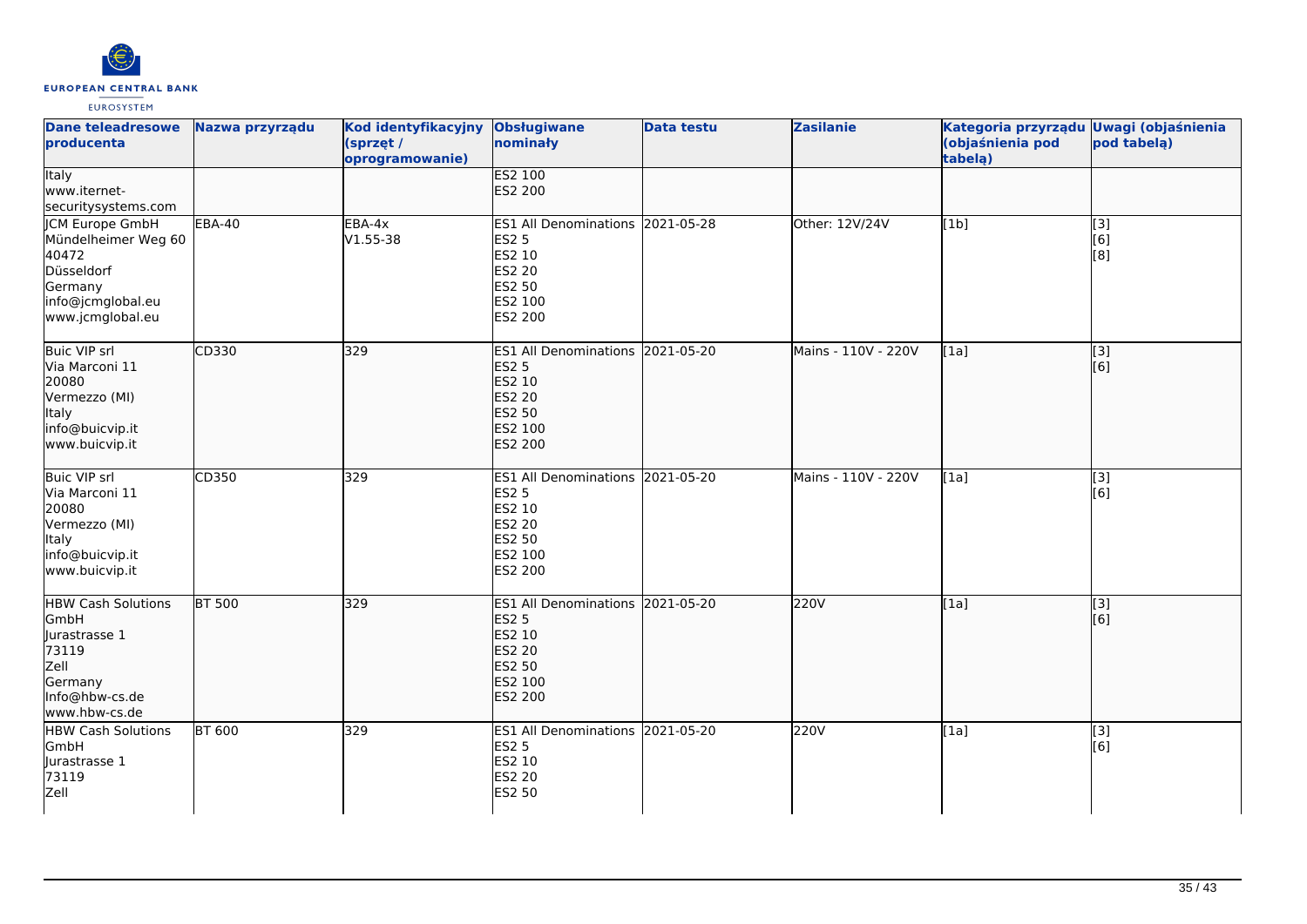| Dane teleadresowe producenta | Nazwa przyrządu | Kod identyfikacyjny (sprzęt / oprogramowanie) | Obsługiwane nominały | Data testu | Zasilanie | Kategoria przyrządu (objaśnienia pod tabelą) | Uwagi (objaśnienia pod tabelą) |
|---|---|---|---|---|---|---|---|
| Italy<br>www.iternet-securitysystems.com | | | ES2 100<br>ES2 200 | | | | |
| JCM Europe GmbH<br>Mündelheimer Weg 60<br>40472<br>Düsseldorf<br>Germany<br>info@jcmglobal.eu<br>www.jcmglobal.eu | EBA-40 | EBA-4x<br>V1.55-38 | ES1 All Denominations<br>ES2 5<br>ES2 10<br>ES2 20<br>ES2 50<br>ES2 100<br>ES2 200 | 2021-05-28 | Other: 12V/24V | [1b] | [3]<br>[6]<br>[8] |
| Buic VIP srl<br>Via Marconi 11<br>20080<br>Vermezzo (MI)<br>Italy<br>info@buicvip.it<br>www.buicvip.it | CD330 | 329 | ES1 All Denominations<br>ES2 5<br>ES2 10<br>ES2 20<br>ES2 50<br>ES2 100<br>ES2 200 | 2021-05-20 | Mains - 110V - 220V | [1a] | [3]<br>[6] |
| Buic VIP srl<br>Via Marconi 11<br>20080<br>Vermezzo (MI)<br>Italy<br>info@buicvip.it<br>www.buicvip.it | CD350 | 329 | ES1 All Denominations<br>ES2 5<br>ES2 10<br>ES2 20<br>ES2 50<br>ES2 100<br>ES2 200 | 2021-05-20 | Mains - 110V - 220V | [1a] | [3]<br>[6] |
| HBW Cash Solutions GmbH<br>Jurastrasse 1<br>73119<br>Zell<br>Germany<br>Info@hbw-cs.de<br>www.hbw-cs.de | BT 500 | 329 | ES1 All Denominations<br>ES2 5<br>ES2 10<br>ES2 20<br>ES2 50<br>ES2 100<br>ES2 200 | 2021-05-20 | 220V | [1a] | [3]<br>[6] |
| HBW Cash Solutions GmbH<br>Jurastrasse 1<br>73119<br>Zell | BT 600 | 329 | ES1 All Denominations<br>ES2 5<br>ES2 10<br>ES2 20<br>ES2 50 | 2021-05-20 | 220V | [1a] | [3]<br>[6] |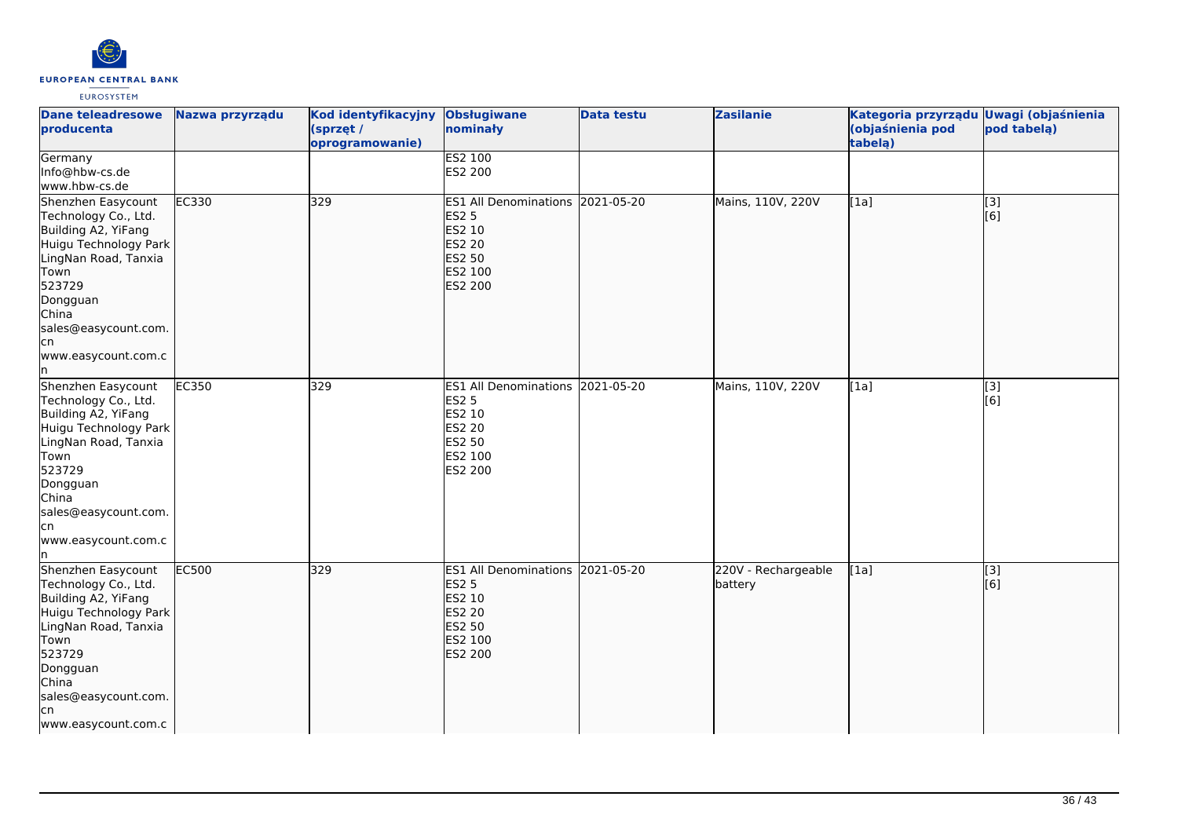| Dane teleadresowe producenta | Nazwa przyrządu | Kod identyfikacyjny (sprzęt / oprogramowanie) | Obsługiwane nominały | Data testu | Zasilanie | Kategoria przyrządu (objaśnienia pod tabelą) | Uwagi (objaśnienia pod tabelą) |
|---|---|---|---|---|---|---|---|
| Germany<br>Info@hbw-cs.de<br>www.hbw-cs.de | | | ES2 100<br>ES2 200 | | | | |
| Shenzhen Easycount Technology Co., Ltd.<br>Building A2, YiFang Huigu Technology Park LingNan Road, Tanxia Town<br>523729<br>Dongguan<br>China<br>sales@easycount.com.cn<br>www.easycount.com.cn | EC330 | 329 | ES1 All Denominations<br>ES2 5<br>ES2 10<br>ES2 20<br>ES2 50<br>ES2 100<br>ES2 200 | 2021-05-20 | Mains, 110V, 220V | [1a] | [3]<br>[6] |
| Shenzhen Easycount Technology Co., Ltd.<br>Building A2, YiFang Huigu Technology Park LingNan Road, Tanxia Town<br>523729<br>Dongguan<br>China<br>sales@easycount.com.cn<br>www.easycount.com.cn | EC350 | 329 | ES1 All Denominations<br>ES2 5<br>ES2 10<br>ES2 20<br>ES2 50<br>ES2 100<br>ES2 200 | 2021-05-20 | Mains, 110V, 220V | [1a] | [3]<br>[6] |
| Shenzhen Easycount Technology Co., Ltd.<br>Building A2, YiFang Huigu Technology Park LingNan Road, Tanxia Town<br>523729<br>Dongguan<br>China<br>sales@easycount.com.cn<br>www.easycount.com.c | EC500 | 329 | ES1 All Denominations<br>ES2 5<br>ES2 10<br>ES2 20<br>ES2 50<br>ES2 100<br>ES2 200 | 2021-05-20 | 220V - Rechargeable battery | [1a] | [3]<br>[6] |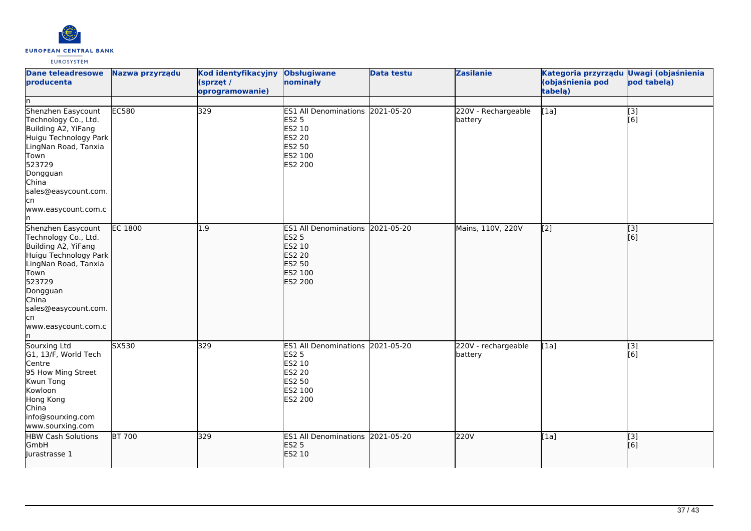| Dane teleadresowe producenta | Nazwa przyrządu | Kod identyfikacyjny (sprzęt / oprogramowanie) | Obsługiwane nominały | Data testu | Zasilanie | Kategoria przyrządu (objaśnienia pod tabelą) | Uwagi (objaśnienia pod tabelą) |
|---|---|---|---|---|---|---|---|
| n | | | | | | | |
| Shenzhen Easycount Technology Co., Ltd.<br>Building A2, YiFang Huigu Technology Park LingNan Road, Tanxia Town<br>523729<br>Dongguan<br>China<br>sales@easycount.com.cn<br>www.easycount.com.cn | EC580 | 329 | ES1 All Denominations<br>ES2 5<br>ES2 10<br>ES2 20<br>ES2 50<br>ES2 100<br>ES2 200 | 2021-05-20 | 220V - Rechargeable battery | [1a] | [3]<br>[6] |
| Shenzhen Easycount Technology Co., Ltd.<br>Building A2, YiFang Huigu Technology Park LingNan Road, Tanxia Town<br>523729<br>Dongguan<br>China<br>sales@easycount.com.cn<br>www.easycount.com.cn | EC 1800 | 1.9 | ES1 All Denominations<br>ES2 5<br>ES2 10<br>ES2 20<br>ES2 50<br>ES2 100<br>ES2 200 | 2021-05-20 | Mains, 110V, 220V | [2] | [3]<br>[6] |
| Sourxing Ltd<br>G1, 13/F, World Tech Centre<br>95 How Ming Street<br>Kwun Tong<br>Kowloon<br>Hong Kong<br>China<br>info@sourxing.com<br>www.sourxing.com | SX530 | 329 | ES1 All Denominations<br>ES2 5<br>ES2 10<br>ES2 20<br>ES2 50<br>ES2 100<br>ES2 200 | 2021-05-20 | 220V - rechargeable battery | [1a] | [3]<br>[6] |
| HBW Cash Solutions GmbH<br>Jurastrasse 1 | BT 700 | 329 | ES1 All Denominations<br>ES2 5<br>ES2 10 | 2021-05-20 | 220V | [1a] | [3]<br>[6] |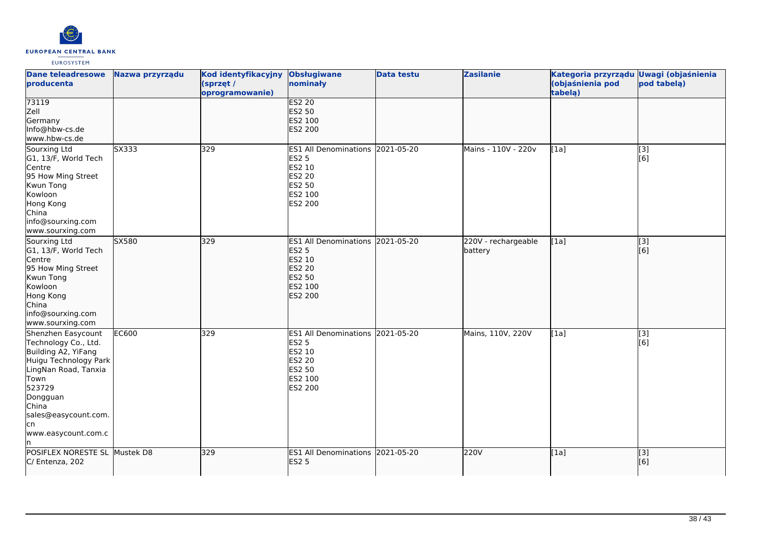| Dane teleadresowe producenta | Nazwa przyrządu | Kod identyfikacyjny (sprzęt / oprogramowanie) | Obsługiwane nominały | Data testu | Zasilanie | Kategoria przyrządu (objaśnienia pod tabelą) | Uwagi (objaśnienia pod tabelą) |
|---|---|---|---|---|---|---|---|
| 73119<br>Zell<br>Germany<br>Info@hbw-cs.de<br>www.hbw-cs.de | | | ES2 20<br>ES2 50<br>ES2 100<br>ES2 200 | | | | |
| Sourxing Ltd<br>G1, 13/F, World Tech Centre<br>95 How Ming Street<br>Kwun Tong<br>Kowloon<br>Hong Kong<br>China<br>info@sourxing.com<br>www.sourxing.com | SX333 | 329 | ES1 All Denominations<br>ES2 5<br>ES2 10<br>ES2 20<br>ES2 50<br>ES2 100<br>ES2 200 | 2021-05-20 | Mains - 110V - 220v | [1a] | [3]<br>[6] |
| Sourxing Ltd<br>G1, 13/F, World Tech Centre<br>95 How Ming Street<br>Kwun Tong<br>Kowloon<br>Hong Kong<br>China<br>info@sourxing.com<br>www.sourxing.com | SX580 | 329 | ES1 All Denominations<br>ES2 5<br>ES2 10<br>ES2 20<br>ES2 50<br>ES2 100<br>ES2 200 | 2021-05-20 | 220V - rechargeable battery | [1a] | [3]<br>[6] |
| Shenzhen Easycount Technology Co., Ltd.<br>Building A2, YiFang Huigu Technology Park<br>LingNan Road, Tanxia Town<br>523729<br>Dongguan<br>China<br>sales@easycount.com.cn<br>www.easycount.com.cn | EC600 | 329 | ES1 All Denominations<br>ES2 5<br>ES2 10<br>ES2 20<br>ES2 50<br>ES2 100<br>ES2 200 | 2021-05-20 | Mains, 110V, 220V | [1a] | [3]<br>[6] |
| POSIFLEX NORESTE SL<br>C/ Entenza, 202 | Mustek D8 | 329 | ES1 All Denominations<br>ES2 5 | 2021-05-20 | 220V | [1a] | [3]<br>[6] |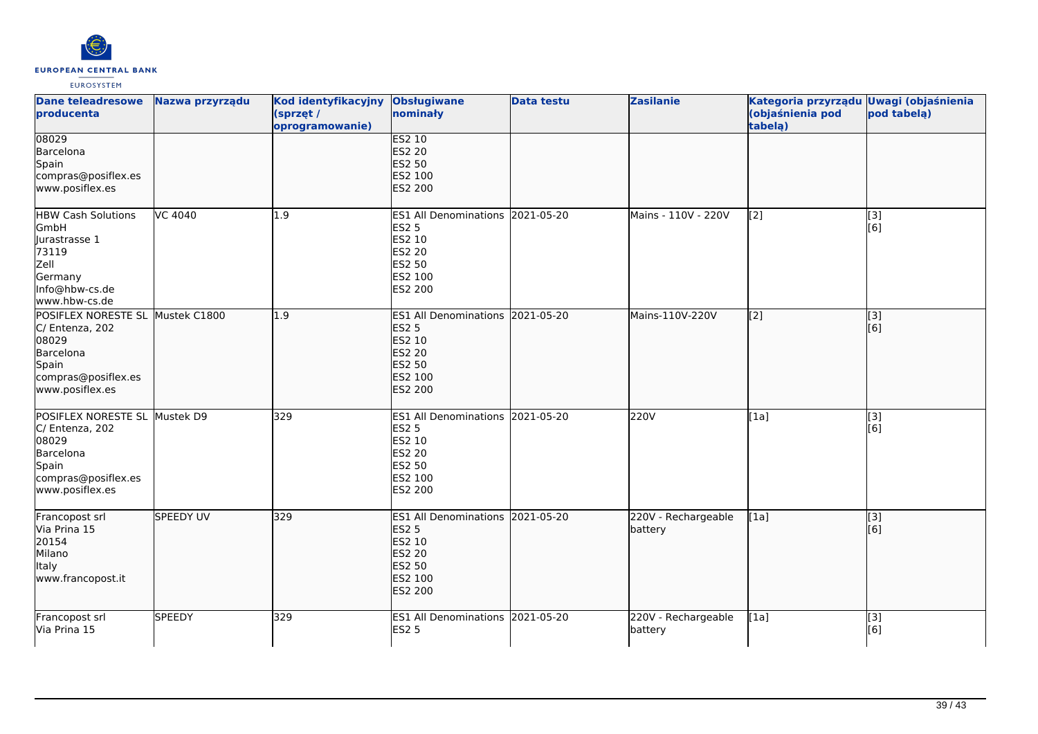| Dane teleadresowe producenta | Nazwa przyrządu | Kod identyfikacyjny (sprzęt / oprogramowanie) | Obsługiwane nominały | Data testu | Zasilanie | Kategoria przyrządu (objaśnienia pod tabelą) | Uwagi (objaśnienia pod tabelą) |
|---|---|---|---|---|---|---|---|
| 08029<br>Barcelona<br>Spain<br>compras@posiflex.es<br>www.posiflex.es | | | ES2 10<br>ES2 20<br>ES2 50<br>ES2 100<br>ES2 200 | | | | |
| HBW Cash Solutions GmbH<br>Jurastrasse 1<br>73119<br>Zell<br>Germany<br>Info@hbw-cs.de<br>www.hbw-cs.de | VC 4040 | 1.9 | ES1 All Denominations<br>ES2 5<br>ES2 10<br>ES2 20<br>ES2 50<br>ES2 100<br>ES2 200 | 2021-05-20 | Mains - 110V - 220V | [2] | [3]<br>[6] |
| POSIFLEX NORESTE SL<br>C/ Entenza, 202<br>08029<br>Barcelona<br>Spain<br>compras@posiflex.es<br>www.posiflex.es | Mustek C1800 | 1.9 | ES1 All Denominations<br>ES2 5<br>ES2 10<br>ES2 20<br>ES2 50<br>ES2 100<br>ES2 200 | 2021-05-20 | Mains-110V-220V | [2] | [3]<br>[6] |
| POSIFLEX NORESTE SL<br>C/ Entenza, 202<br>08029<br>Barcelona<br>Spain<br>compras@posiflex.es<br>www.posiflex.es | Mustek D9 | 329 | ES1 All Denominations<br>ES2 5<br>ES2 10<br>ES2 20<br>ES2 50<br>ES2 100<br>ES2 200 | 2021-05-20 | 220V | [1a] | [3]<br>[6] |
| Francopost srl<br>Via Prina 15<br>20154<br>Milano<br>Italy<br>www.francopost.it | SPEEDY UV | 329 | ES1 All Denominations<br>ES2 5<br>ES2 10<br>ES2 20<br>ES2 50<br>ES2 100<br>ES2 200 | 2021-05-20 | 220V - Rechargeable battery | [1a] | [3]<br>[6] |
| Francopost srl<br>Via Prina 15 | SPEEDY | 329 | ES1 All Denominations<br>ES2 5 | 2021-05-20 | 220V - Rechargeable battery | [1a] | [3]<br>[6] |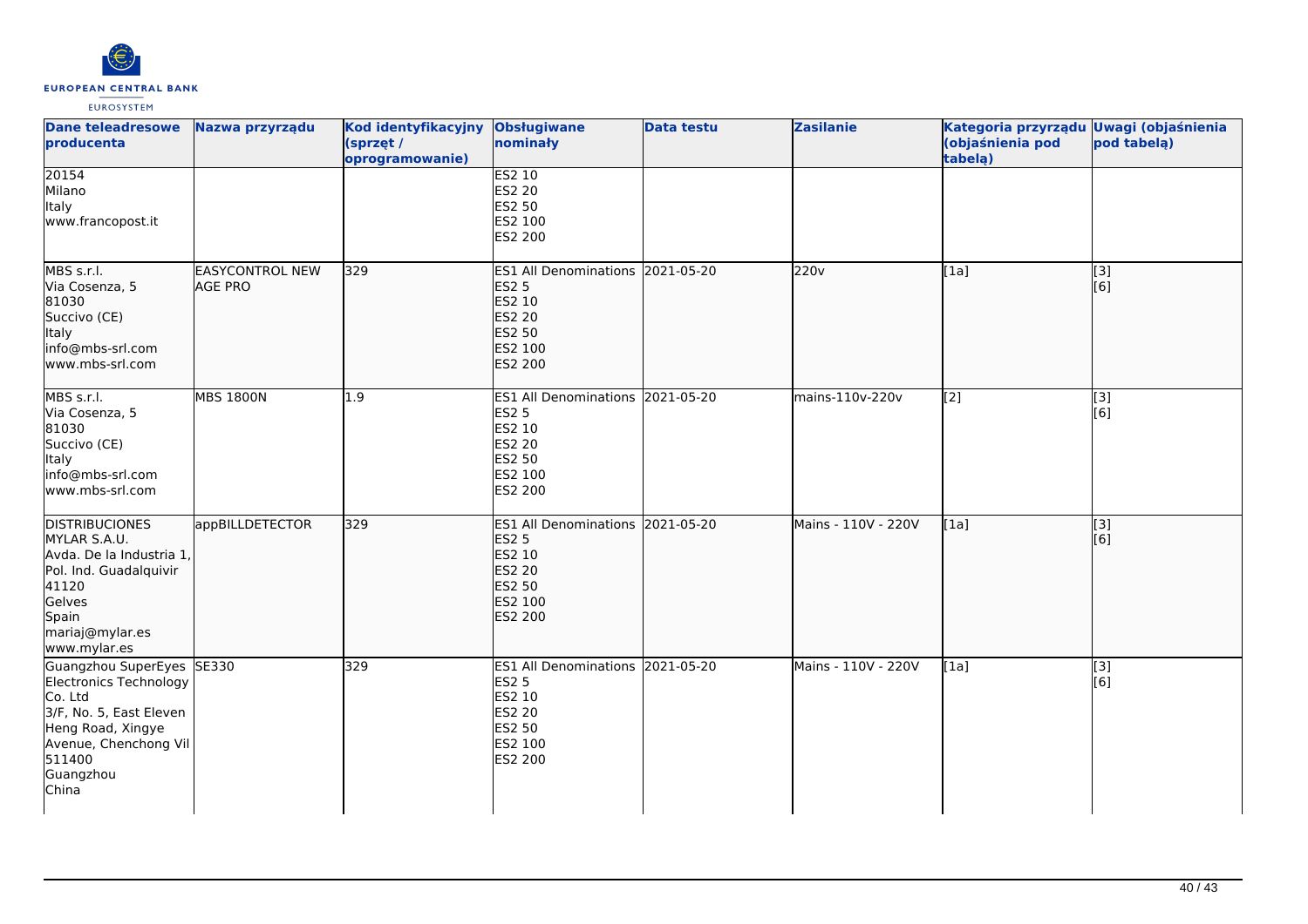| Dane teleadresowe producenta | Nazwa przyrządu | Kod identyfikacyjny (sprzęt / oprogramowanie) | Obsługiwane nominały | Data testu | Zasilanie | Kategoria przyrządu (objaśnienia pod tabelą) | Uwagi (objaśnienia pod tabelą) |
|---|---|---|---|---|---|---|---|
| 20154<br>Milano<br>Italy<br>www.francopost.it | | | ES2 10<br>ES2 20<br>ES2 50<br>ES2 100<br>ES2 200 | | | | |
| MBS s.r.l.<br>Via Cosenza, 5<br>81030<br>Succivo (CE)<br>Italy<br>info@mbs-srl.com<br>www.mbs-srl.com | EASYCONTROL NEW AGE PRO | 329 | ES1 All Denominations<br>ES2 5<br>ES2 10<br>ES2 20<br>ES2 50<br>ES2 100<br>ES2 200 | 2021-05-20 | 220v | [1a] | [3]<br>[6] |
| MBS s.r.l.<br>Via Cosenza, 5<br>81030<br>Succivo (CE)<br>Italy<br>info@mbs-srl.com<br>www.mbs-srl.com | MBS 1800N | 1.9 | ES1 All Denominations<br>ES2 5<br>ES2 10<br>ES2 20<br>ES2 50<br>ES2 100<br>ES2 200 | 2021-05-20 | mains-110v-220v | [2] | [3]<br>[6] |
| DISTRIBUCIONES MYLAR S.A.U.<br>Avda. De la Industria 1, Pol. Ind. Guadalquivir<br>41120<br>Gelves<br>Spain<br>mariaj@mylar.es<br>www.mylar.es | appBILLDETECTOR | 329 | ES1 All Denominations<br>ES2 5<br>ES2 10<br>ES2 20<br>ES2 50<br>ES2 100<br>ES2 200 | 2021-05-20 | Mains - 110V - 220V | [1a] | [3]<br>[6] |
| Guangzhou SuperEyes Electronics Technology Co. Ltd<br>3/F, No. 5, East Eleven Heng Road, Xingye Avenue, Chenchong Vil<br>511400<br>Guangzhou<br>China | SE330 | 329 | ES1 All Denominations<br>ES2 5<br>ES2 10<br>ES2 20<br>ES2 50<br>ES2 100<br>ES2 200 | 2021-05-20 | Mains - 110V - 220V | [1a] | [3]<br>[6] |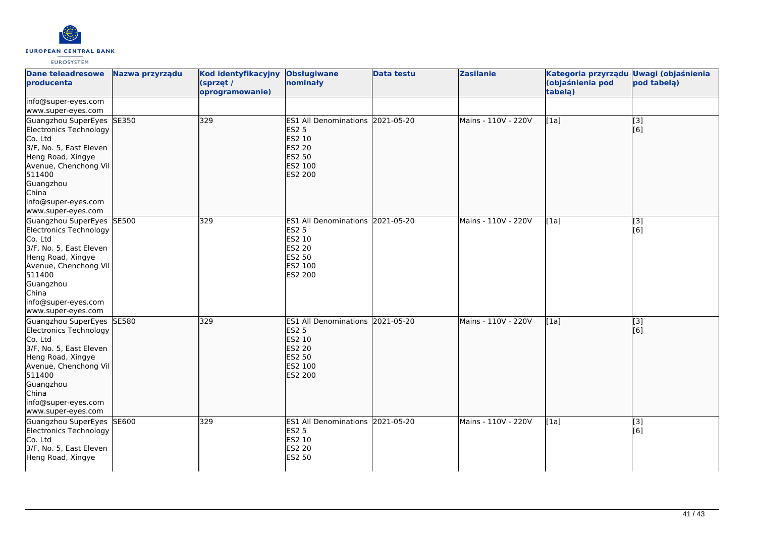| Dane teleadresowe producenta | Nazwa przyrządu | Kod identyfikacyjny (sprzęt / oprogramowanie) | Obsługiwane nominały | Data testu | Zasilanie | Kategoria przyrządu (objaśnienia pod tabelą) | Uwagi (objaśnienia pod tabelą) |
|---|---|---|---|---|---|---|---|
| info@super-eyes.com<br>www.super-eyes.com | | | | | | | |
| Guangzhou SuperEyes Electronics Technology Co. Ltd<br>3/F, No. 5, East Eleven Heng Road, Xingye Avenue, Chenchong Vil<br>511400<br>Guangzhou<br>China<br>info@super-eyes.com<br>www.super-eyes.com | SE350 | 329 | ES1 All Denominations<br>ES2 5<br>ES2 10<br>ES2 20<br>ES2 50<br>ES2 100<br>ES2 200 | 2021-05-20 | Mains - 110V - 220V | [1a] | [3]<br>[6] |
| Guangzhou SuperEyes Electronics Technology Co. Ltd<br>3/F, No. 5, East Eleven Heng Road, Xingye Avenue, Chenchong Vil<br>511400<br>Guangzhou<br>China<br>info@super-eyes.com<br>www.super-eyes.com | SE500 | 329 | ES1 All Denominations<br>ES2 5<br>ES2 10<br>ES2 20<br>ES2 50<br>ES2 100<br>ES2 200 | 2021-05-20 | Mains - 110V - 220V | [1a] | [3]<br>[6] |
| Guangzhou SuperEyes Electronics Technology Co. Ltd<br>3/F, No. 5, East Eleven Heng Road, Xingye Avenue, Chenchong Vil<br>511400<br>Guangzhou<br>China<br>info@super-eyes.com<br>www.super-eyes.com | SE580 | 329 | ES1 All Denominations<br>ES2 5<br>ES2 10<br>ES2 20<br>ES2 50<br>ES2 100<br>ES2 200 | 2021-05-20 | Mains - 110V - 220V | [1a] | [3]<br>[6] |
| Guangzhou SuperEyes Electronics Technology Co. Ltd<br>3/F, No. 5, East Eleven Heng Road, Xingye | SE600 | 329 | ES1 All Denominations<br>ES2 5<br>ES2 10<br>ES2 20<br>ES2 50 | 2021-05-20 | Mains - 110V - 220V | [1a] | [3]<br>[6] |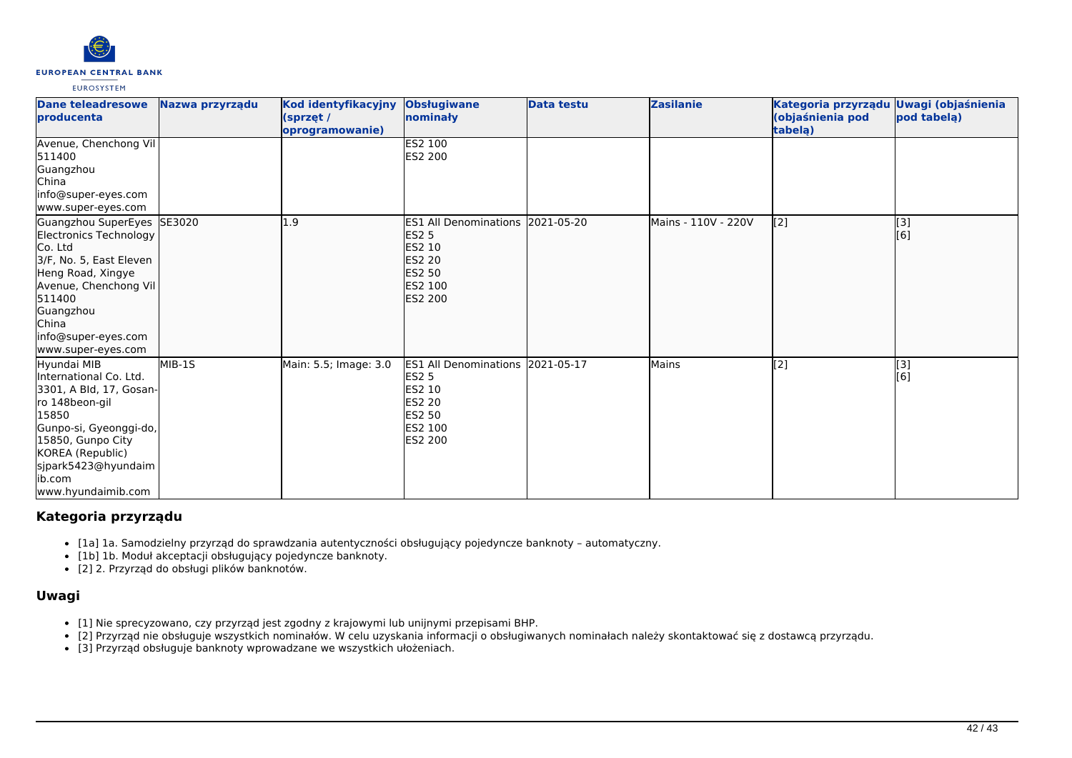| Dane teleadresowe producenta | Nazwa przyrządu | Kod identyfikacyjny (sprzęt / oprogramowanie) | Obsługiwane nominały | Data testu | Zasilanie | Kategoria przyrządu (objaśnienia pod tabelą) | Uwagi (objaśnienia pod tabelą) |
|---|---|---|---|---|---|---|---|
| Avenue, Chenchong Vil<br>511400<br>Guangzhou<br>China<br>info@super-eyes.com<br>www.super-eyes.com | | | ES2 100<br>ES2 200 | | | | |
| Guangzhou SuperEyes Electronics Technology Co. Ltd<br>3/F, No. 5, East Eleven Heng Road, Xingye Avenue, Chenchong Vil<br>511400<br>Guangzhou<br>China<br>info@super-eyes.com<br>www.super-eyes.com | SE3020 | 1.9 | ES1 All Denominations<br>ES2 5<br>ES2 10<br>ES2 20<br>ES2 50<br>ES2 100<br>ES2 200 | 2021-05-20 | Mains - 110V - 220V | [2] | [3]<br>[6] |
| Hyundai MIB International Co. Ltd.<br>3301, A Bld, 17, Gosan-ro 148beon-gil<br>15850<br>Gunpo-si, Gyeonggi-do, 15850, Gunpo City<br>KOREA (Republic)<br>sjpark5423@hyundaimib.com<br>www.hyundaimib.com | MIB-1S | Main: 5.5; Image: 3.0 | ES1 All Denominations<br>ES2 5<br>ES2 10<br>ES2 20<br>ES2 50<br>ES2 100<br>ES2 200 | 2021-05-17 | Mains | [2] | [3]<br>[6] |

## Kategoria przyrządu

- [1a] 1a. Samodzielny przyrząd do sprawdzania autentyczności obsługujący pojedyncze banknoty – automatyczny.
- [1b] 1b. Moduł akceptacji obsługujący pojedyncze banknoty.
- [2] 2. Przyrząd do obsługi plików banknotów.

## Uwagi

- [1] Nie sprecyzowano, czy przyrząd jest zgodny z krajowymi lub unijnymi przepisami BHP.
- [2] Przyrząd nie obsługuje wszystkich nominałów. W celu uzyskania informacji o obsługiwanych nominałach należy skontaktować się z dostawcą przyrządu.
- [3] Przyrząd obsługuje banknoty wprowadzane we wszystkich ułożeniach.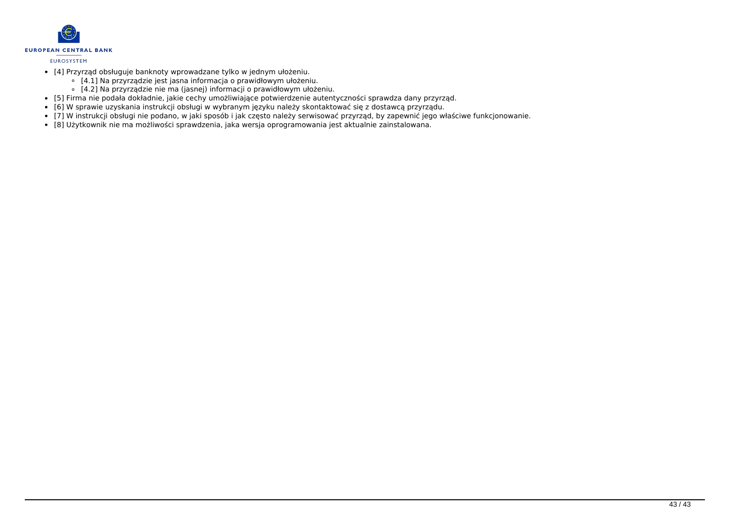- [4] Przyrząd obsługuje banknoty wprowadzane tylko w jednym ułożeniu.
  - [4.1] Na przyrządzie jest jasna informacja o prawidłowym ułożeniu.
  - [4.2] Na przyrządzie nie ma (jasnej) informacji o prawidłowym ułożeniu.
- [5] Firma nie podała dokładnie, jakie cechy umożliwiające potwierdzenie autentyczności sprawdza dany przyrząd.
- [6] W sprawie uzyskania instrukcji obsługi w wybranym języku należy skontaktować się z dostawcą przyrządu.
- [7] W instrukcji obsługi nie podano, w jaki sposób i jak często należy serwisować przyrząd, by zapewnić jego właściwe funkcjonowanie.
- [8] Użytkownik nie ma możliwości sprawdzenia, jaka wersja oprogramowania jest aktualnie zainstalowana.